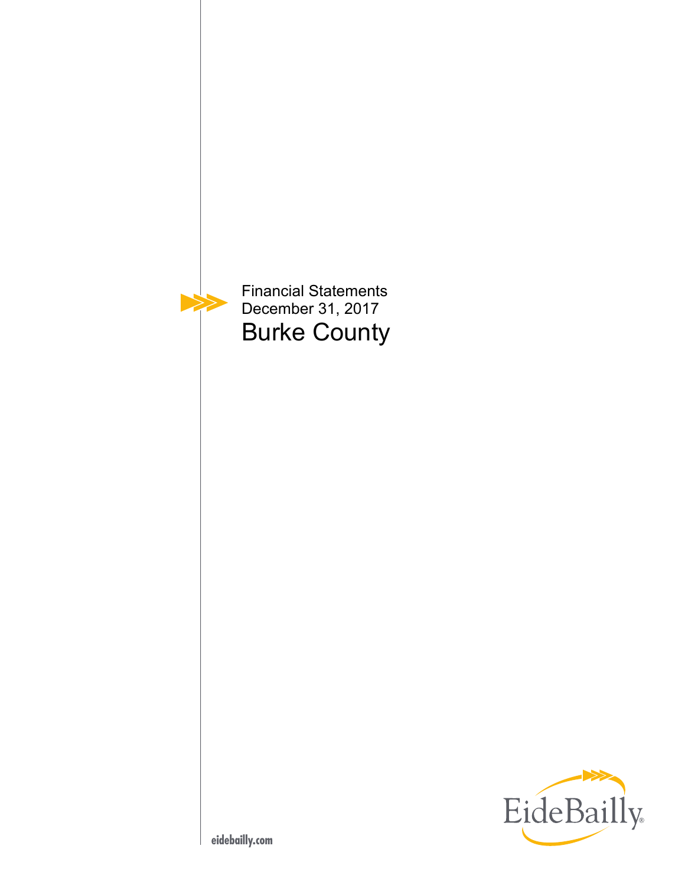Financial Statements
December 31, 2017

# Burke County

EideBailly

eidebailly.com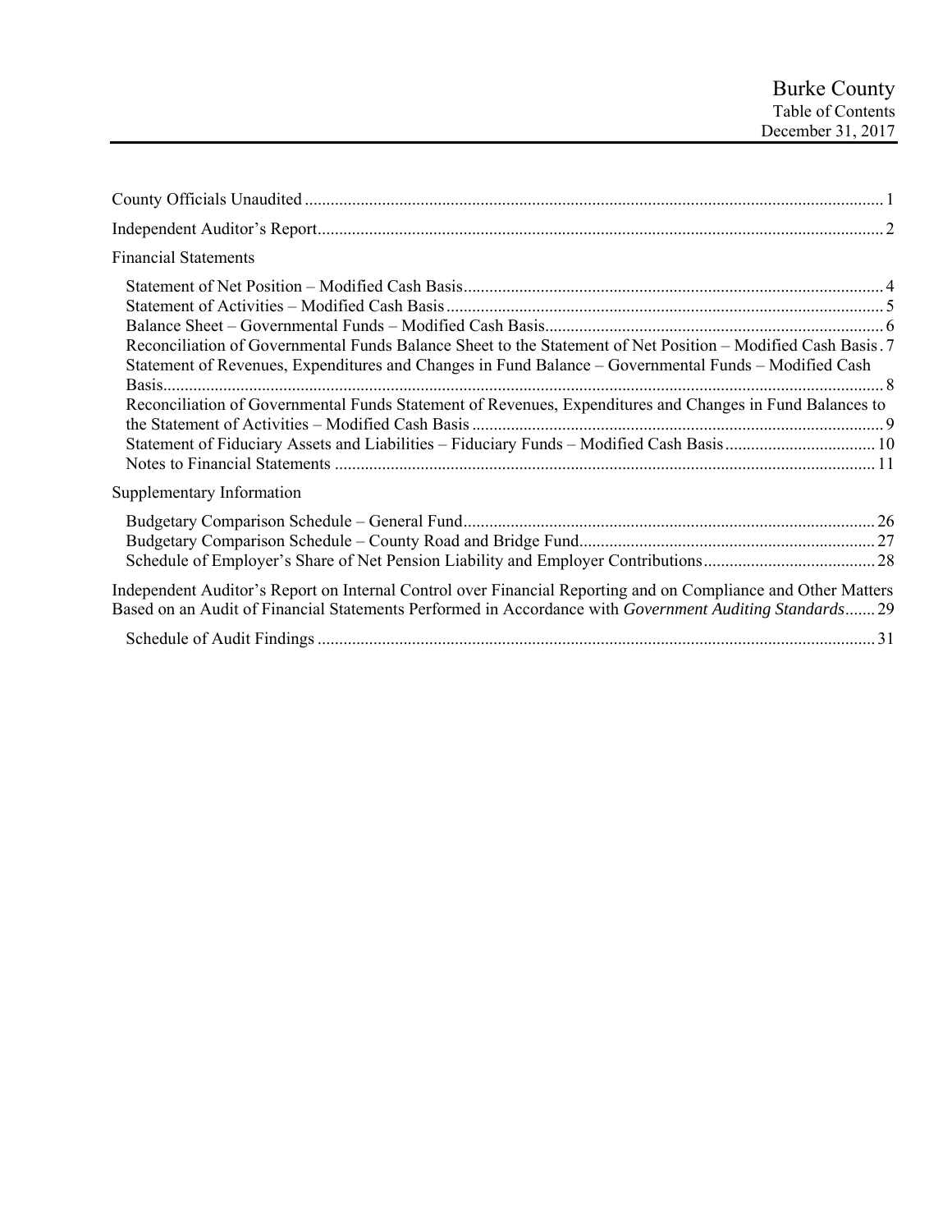# Burke County
## Table of Contents
## December 31, 2017

County Officials Unaudited ........................................................................................................................ 1

Independent Auditor's Report.................................................................................................................... 2

Financial Statements

- Statement of Net Position – Modified Cash Basis.................................................................................... 4
- Statement of Activities – Modified Cash Basis ........................................................................................ 5
- Balance Sheet – Governmental Funds – Modified Cash Basis................................................................. 6
- Reconciliation of Governmental Funds Balance Sheet to the Statement of Net Position – Modified Cash Basis . 7
- Statement of Revenues, Expenditures and Changes in Fund Balance – Governmental Funds – Modified Cash Basis........................................................................................................................................ 8
- Reconciliation of Governmental Funds Statement of Revenues, Expenditures and Changes in Fund Balances to the Statement of Activities – Modified Cash Basis .................................................................................. 9
- Statement of Fiduciary Assets and Liabilities – Fiduciary Funds – Modified Cash Basis ........................... 10
- Notes to Financial Statements ............................................................................................................... 11

Supplementary Information

- Budgetary Comparison Schedule – General Fund.................................................................................. 26
- Budgetary Comparison Schedule – County Road and Bridge Fund........................................................ 27
- Schedule of Employer's Share of Net Pension Liability and Employer Contributions............................. 28

Independent Auditor's Report on Internal Control over Financial Reporting and on Compliance and Other Matters Based on an Audit of Financial Statements Performed in Accordance with *Government Auditing Standards*....... 29

- Schedule of Audit Findings .................................................................................................................... 31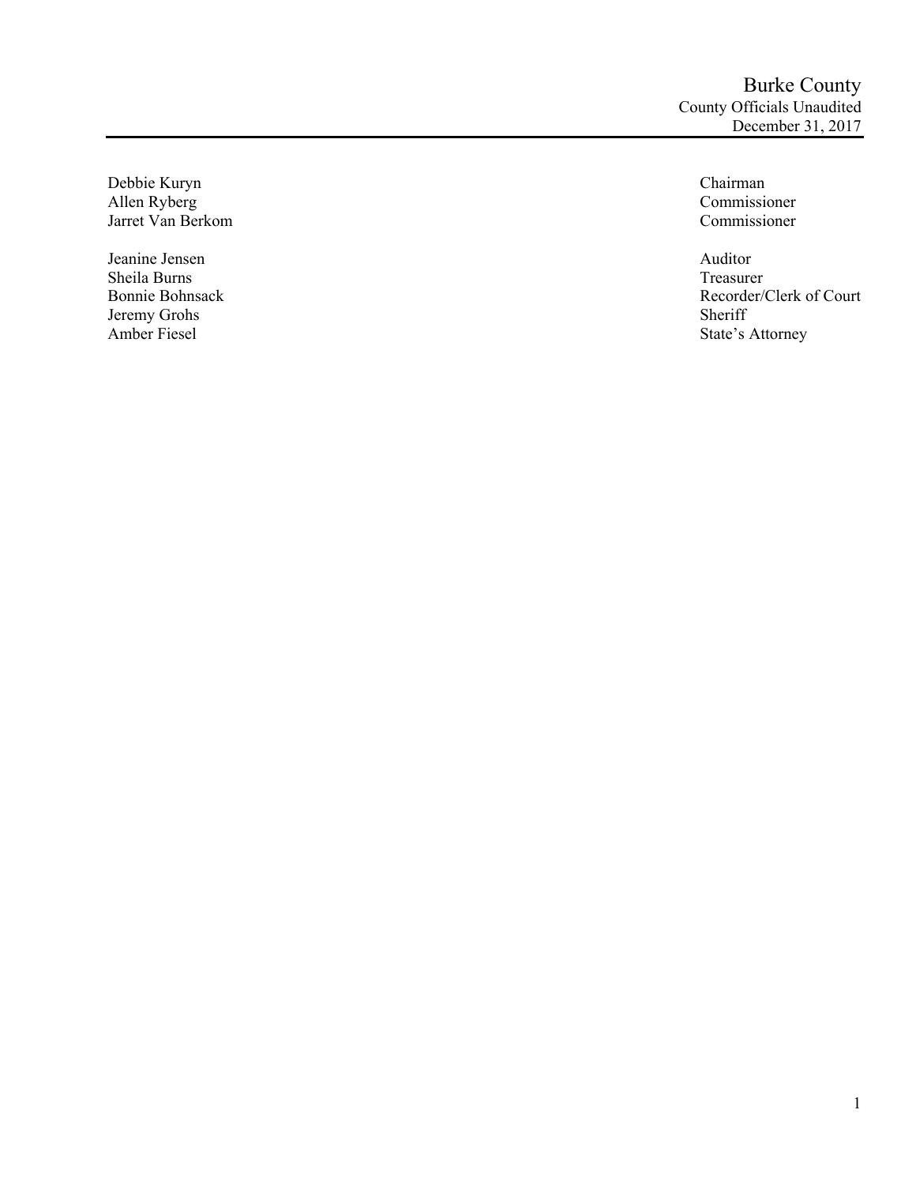# Burke County

## County Officials Unaudited

December 31, 2017

| Name | Title |
| --- | --- |
| Debbie Kuryn | Chairman |
| Allen Ryberg | Commissioner |
| Jarret Van Berkom | Commissioner |
| | |
| Jeanine Jensen | Auditor |
| Sheila Burns | Treasurer |
| Bonnie Bohnsack | Recorder/Clerk of Court |
| Jeremy Grohs | Sheriff |
| Amber Fiesel | State's Attorney |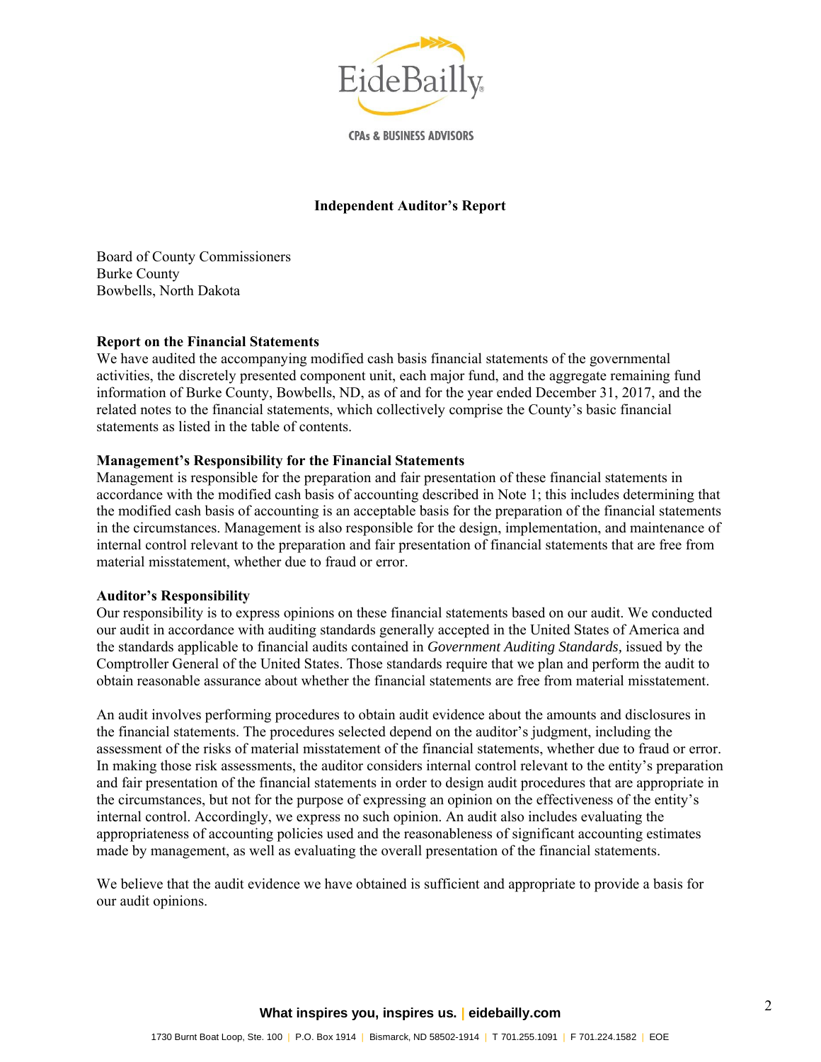# Independent Auditor's Report

Board of County Commissioners
Burke County
Bowbells, North Dakota

**Report on the Financial Statements**

We have audited the accompanying modified cash basis financial statements of the governmental activities, the discretely presented component unit, each major fund, and the aggregate remaining fund information of Burke County, Bowbells, ND, as of and for the year ended December 31, 2017, and the related notes to the financial statements, which collectively comprise the County's basic financial statements as listed in the table of contents.

**Management's Responsibility for the Financial Statements**

Management is responsible for the preparation and fair presentation of these financial statements in accordance with the modified cash basis of accounting described in Note 1; this includes determining that the modified cash basis of accounting is an acceptable basis for the preparation of the financial statements in the circumstances. Management is also responsible for the design, implementation, and maintenance of internal control relevant to the preparation and fair presentation of financial statements that are free from material misstatement, whether due to fraud or error.

**Auditor's Responsibility**

Our responsibility is to express opinions on these financial statements based on our audit. We conducted our audit in accordance with auditing standards generally accepted in the United States of America and the standards applicable to financial audits contained in *Government Auditing Standards,* issued by the Comptroller General of the United States. Those standards require that we plan and perform the audit to obtain reasonable assurance about whether the financial statements are free from material misstatement.

An audit involves performing procedures to obtain audit evidence about the amounts and disclosures in the financial statements. The procedures selected depend on the auditor's judgment, including the assessment of the risks of material misstatement of the financial statements, whether due to fraud or error. In making those risk assessments, the auditor considers internal control relevant to the entity's preparation and fair presentation of the financial statements in order to design audit procedures that are appropriate in the circumstances, but not for the purpose of expressing an opinion on the effectiveness of the entity's internal control. Accordingly, we express no such opinion. An audit also includes evaluating the appropriateness of accounting policies used and the reasonableness of significant accounting estimates made by management, as well as evaluating the overall presentation of the financial statements.

We believe that the audit evidence we have obtained is sufficient and appropriate to provide a basis for our audit opinions.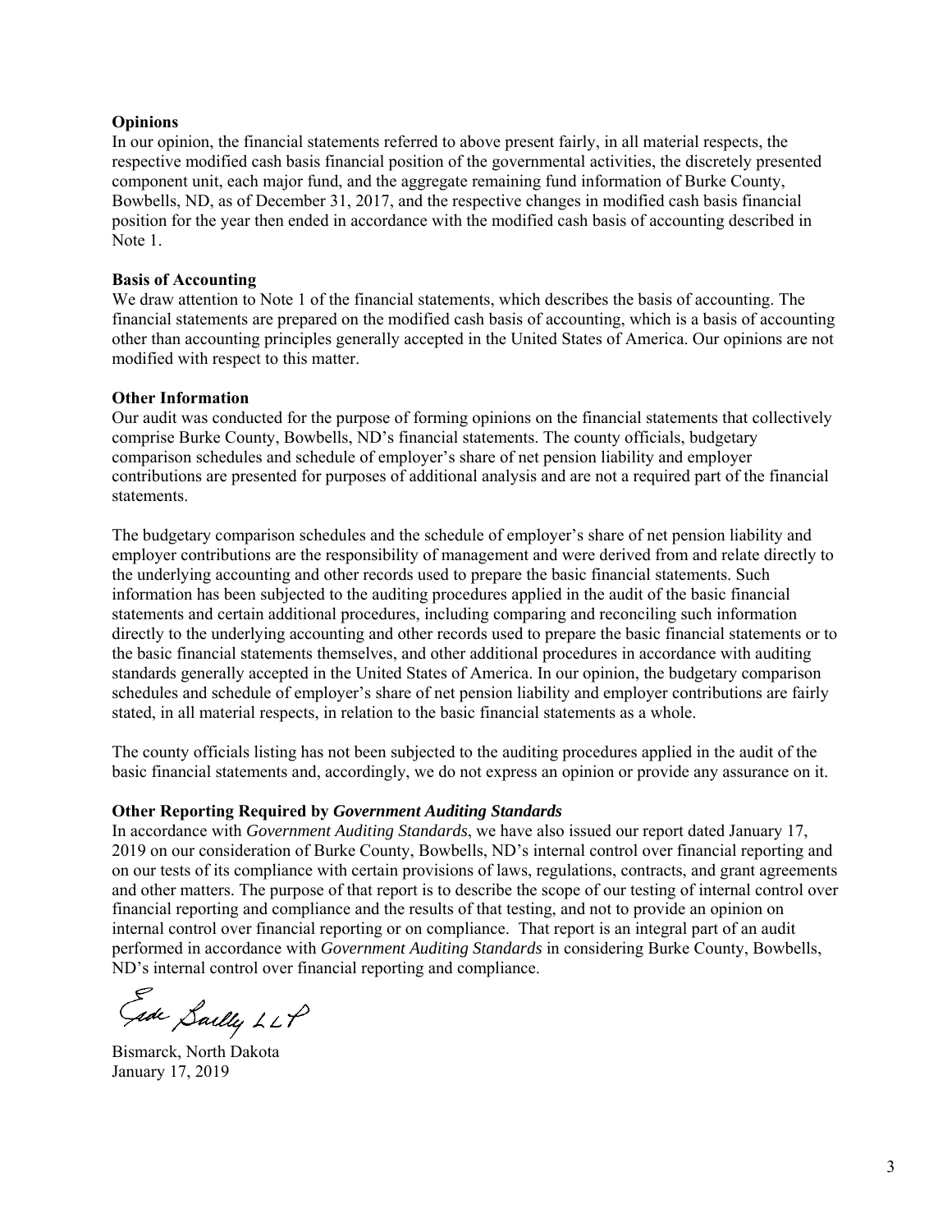**Opinions**

In our opinion, the financial statements referred to above present fairly, in all material respects, the respective modified cash basis financial position of the governmental activities, the discretely presented component unit, each major fund, and the aggregate remaining fund information of Burke County, Bowbells, ND, as of December 31, 2017, and the respective changes in modified cash basis financial position for the year then ended in accordance with the modified cash basis of accounting described in Note 1.

**Basis of Accounting**

We draw attention to Note 1 of the financial statements, which describes the basis of accounting. The financial statements are prepared on the modified cash basis of accounting, which is a basis of accounting other than accounting principles generally accepted in the United States of America. Our opinions are not modified with respect to this matter.

**Other Information**

Our audit was conducted for the purpose of forming opinions on the financial statements that collectively comprise Burke County, Bowbells, ND's financial statements. The county officials, budgetary comparison schedules and schedule of employer's share of net pension liability and employer contributions are presented for purposes of additional analysis and are not a required part of the financial statements.

The budgetary comparison schedules and the schedule of employer's share of net pension liability and employer contributions are the responsibility of management and were derived from and relate directly to the underlying accounting and other records used to prepare the basic financial statements. Such information has been subjected to the auditing procedures applied in the audit of the basic financial statements and certain additional procedures, including comparing and reconciling such information directly to the underlying accounting and other records used to prepare the basic financial statements or to the basic financial statements themselves, and other additional procedures in accordance with auditing standards generally accepted in the United States of America. In our opinion, the budgetary comparison schedules and schedule of employer's share of net pension liability and employer contributions are fairly stated, in all material respects, in relation to the basic financial statements as a whole.

The county officials listing has not been subjected to the auditing procedures applied in the audit of the basic financial statements and, accordingly, we do not express an opinion or provide any assurance on it.

**Other Reporting Required by *Government Auditing Standards***

In accordance with *Government Auditing Standards*, we have also issued our report dated January 17, 2019 on our consideration of Burke County, Bowbells, ND's internal control over financial reporting and on our tests of its compliance with certain provisions of laws, regulations, contracts, and grant agreements and other matters. The purpose of that report is to describe the scope of our testing of internal control over financial reporting and compliance and the results of that testing, and not to provide an opinion on internal control over financial reporting or on compliance. That report is an integral part of an audit performed in accordance with *Government Auditing Standards* in considering Burke County, Bowbells, ND's internal control over financial reporting and compliance.

Eide Bailly LLP

Bismarck, North Dakota
January 17, 2019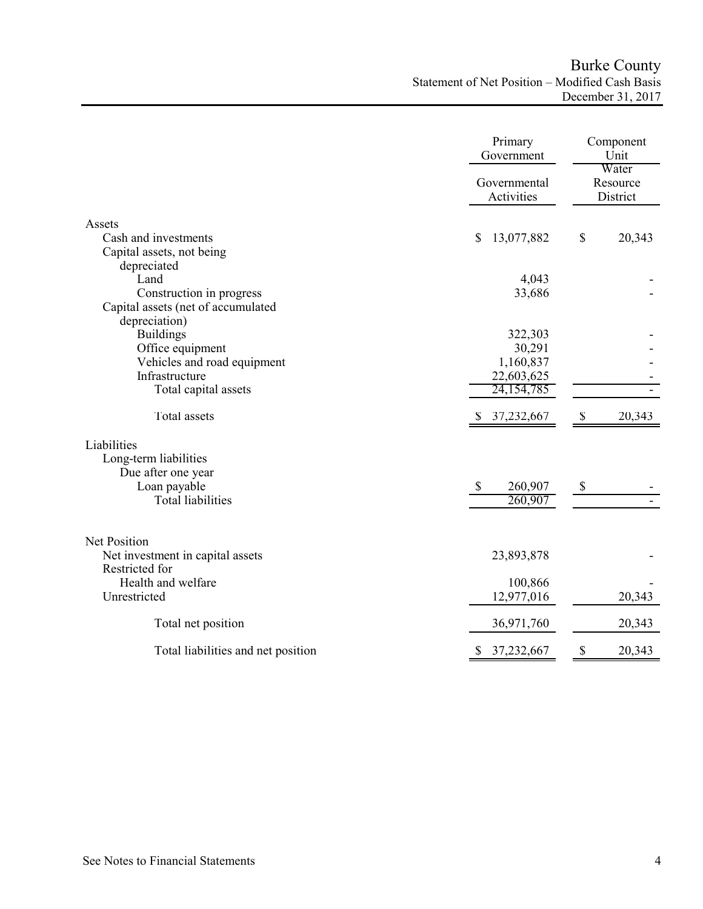# Burke County

## Statement of Net Position – Modified Cash Basis

### December 31, 2017

| | Primary Government | Component Unit |
|---|---|---|
| | Governmental Activities | Water Resource District |
| **Assets** | | |
| Cash and investments | $ 13,077,882 | $ 20,343 |
| Capital assets, not being depreciated | | |
| Land | 4,043 | - |
| Construction in progress | 33,686 | - |
| Capital assets (net of accumulated depreciation) | | |
| Buildings | 322,303 | - |
| Office equipment | 30,291 | - |
| Vehicles and road equipment | 1,160,837 | - |
| Infrastructure | 22,603,625 | - |
| Total capital assets | 24,154,785 | - |
| Total assets | $ 37,232,667 | $ 20,343 |
| **Liabilities** | | |
| Long-term liabilities | | |
| Due after one year | | |
| Loan payable | $ 260,907 | $ - |
| Total liabilities | 260,907 | - |
| **Net Position** | | |
| Net investment in capital assets | 23,893,878 | - |
| Restricted for | | |
| Health and welfare | 100,866 | - |
| Unrestricted | 12,977,016 | 20,343 |
| Total net position | 36,971,760 | 20,343 |
| Total liabilities and net position | $ 37,232,667 | $ 20,343 |

See Notes to Financial Statements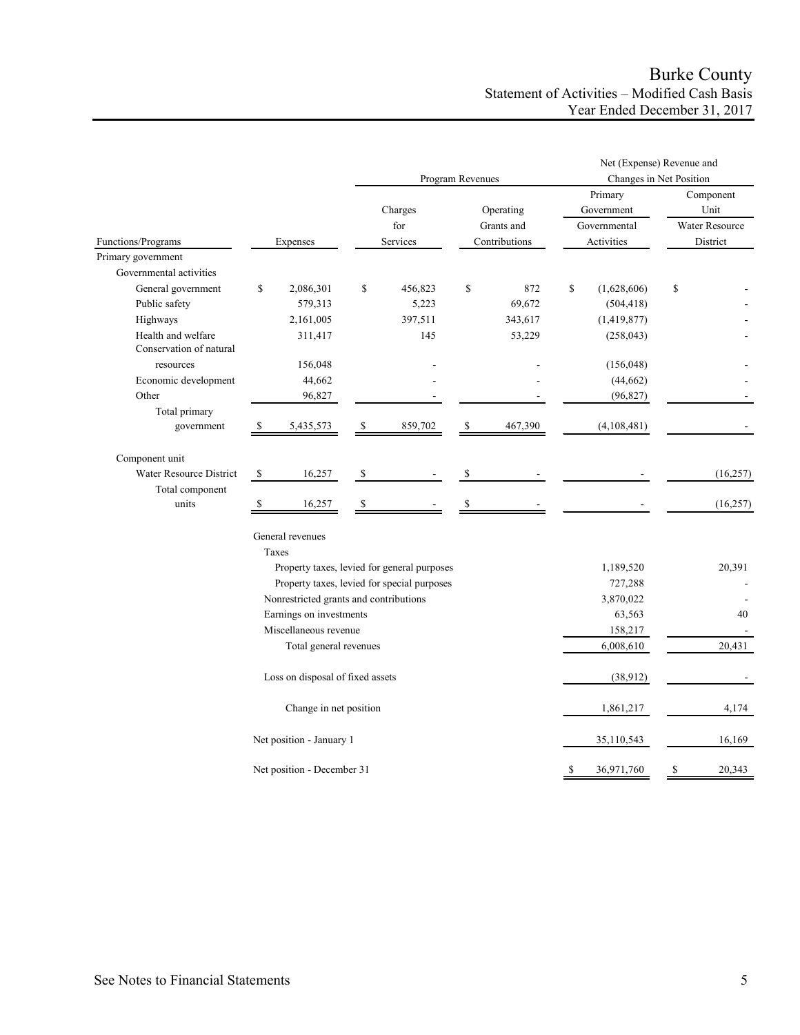# Burke County
## Statement of Activities – Modified Cash Basis
### Year Ended December 31, 2017

| | | Program Revenues | | Net (Expense) Revenue and Changes in Net Position | |
|---|---|---|---|---|---|
| | | | | Primary Government | Component Unit |
| Functions/Programs | Expenses | Charges for Services | Operating Grants and Contributions | Governmental Activities | Water Resource District |
| **Primary government** | | | | | |
| Governmental activities | | | | | |
| General government | $ 2,086,301 | $ 456,823 | $ 872 | $ (1,628,606) | $ - |
| Public safety | 579,313 | 5,223 | 69,672 | (504,418) | - |
| Highways | 2,161,005 | 397,511 | 343,617 | (1,419,877) | - |
| Health and welfare | 311,417 | 145 | 53,229 | (258,043) | - |
| Conservation of natural resources | 156,048 | - | - | (156,048) | - |
| Economic development | 44,662 | - | - | (44,662) | - |
| Other | 96,827 | - | - | (96,827) | - |
| Total primary government | $ 5,435,573 | $ 859,702 | $ 467,390 | (4,108,481) | - |
| **Component unit** | | | | | |
| Water Resource District | $ 16,257 | $ - | $ - | - | (16,257) |
| Total component units | $ 16,257 | $ - | $ - | - | (16,257) |
| General revenues | | | | | |
| Taxes | | | | | |
| Property taxes, levied for general purposes | | | | 1,189,520 | 20,391 |
| Property taxes, levied for special purposes | | | | 727,288 | - |
| Nonrestricted grants and contributions | | | | 3,870,022 | - |
| Earnings on investments | | | | 63,563 | 40 |
| Miscellaneous revenue | | | | 158,217 | - |
| Total general revenues | | | | 6,008,610 | 20,431 |
| Loss on disposal of fixed assets | | | | (38,912) | - |
| Change in net position | | | | 1,861,217 | 4,174 |
| Net position - January 1 | | | | 35,110,543 | 16,169 |
| Net position - December 31 | | | | $ 36,971,760 | $ 20,343 |

See Notes to Financial Statements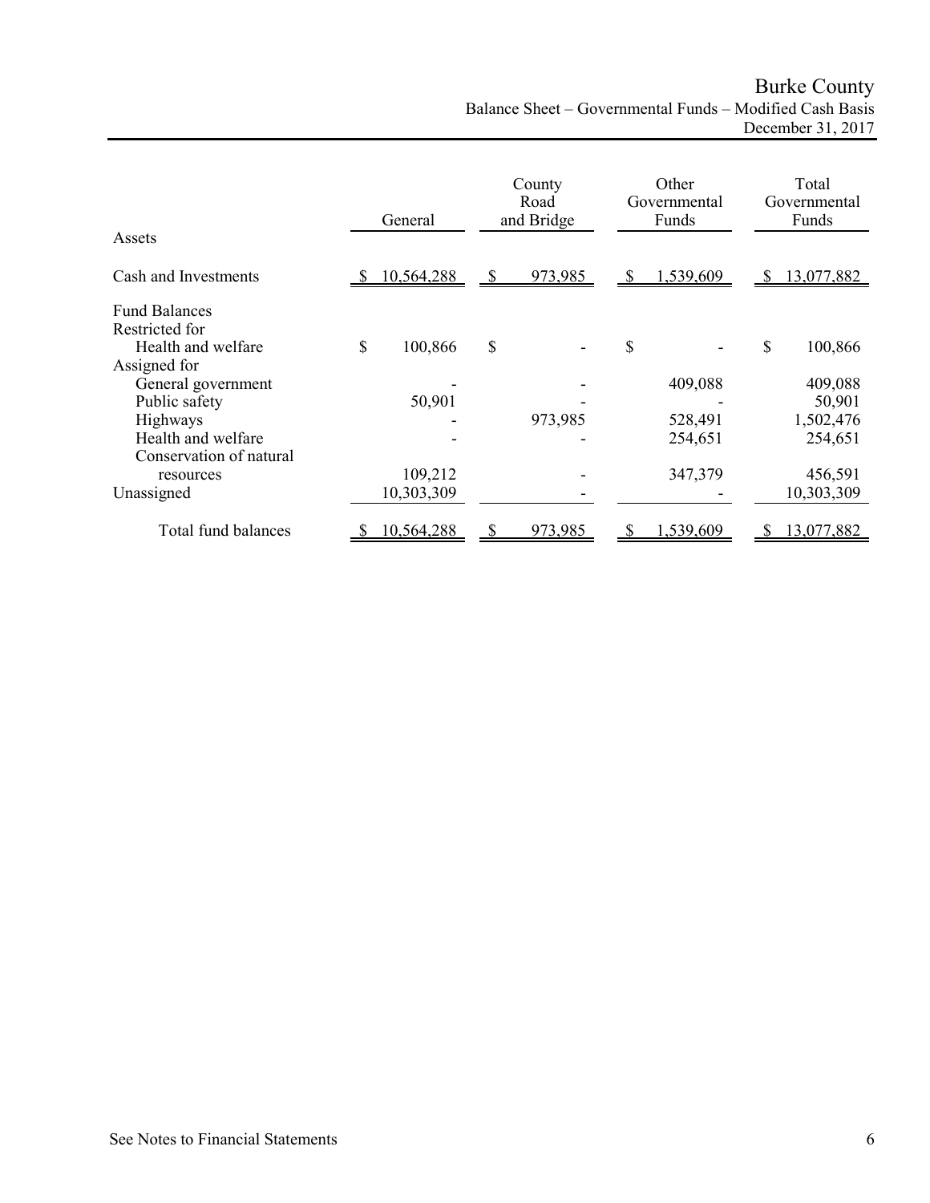# Burke County

## Balance Sheet – Governmental Funds – Modified Cash Basis

December 31, 2017

| | General | County Road and Bridge | Other Governmental Funds | Total Governmental Funds |
|---|---|---|---|---|
| **Assets** | | | | |
| Cash and Investments | $ 10,564,288 | $ 973,985 | $ 1,539,609 | $ 13,077,882 |
| **Fund Balances** | | | | |
| Restricted for | | | | |
| Health and welfare | $ 100,866 | $ - | $ - | $ 100,866 |
| Assigned for | | | | |
| General government | - | - | 409,088 | 409,088 |
| Public safety | 50,901 | - | - | 50,901 |
| Highways | - | 973,985 | 528,491 | 1,502,476 |
| Health and welfare | - | - | 254,651 | 254,651 |
| Conservation of natural resources | 109,212 | - | 347,379 | 456,591 |
| Unassigned | 10,303,309 | - | - | 10,303,309 |
| Total fund balances | $ 10,564,288 | $ 973,985 | $ 1,539,609 | $ 13,077,882 |

See Notes to Financial Statements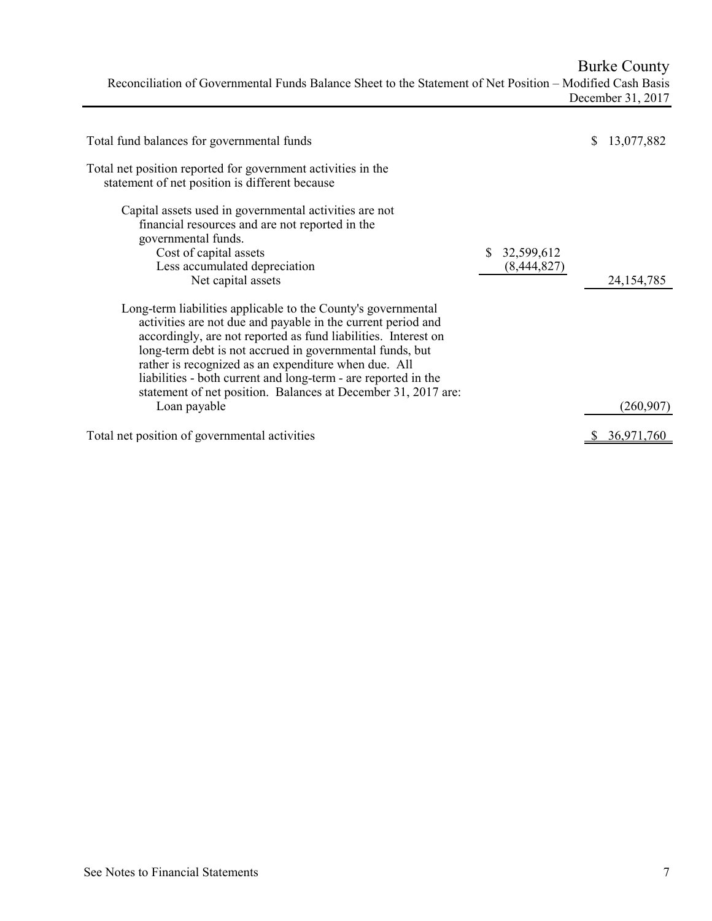# Burke County

## Reconciliation of Governmental Funds Balance Sheet to the Statement of Net Position – Modified Cash Basis

December 31, 2017

| | | |
|---|---|---|
| Total fund balances for governmental funds | | $ 13,077,882 |
| Total net position reported for government activities in the statement of net position is different because | | |
| Capital assets used in governmental activities are not financial resources and are not reported in the governmental funds. | | |
| Cost of capital assets | $ 32,599,612 | |
| Less accumulated depreciation | (8,444,827) | |
| Net capital assets | | 24,154,785 |
| Long-term liabilities applicable to the County's governmental activities are not due and payable in the current period and accordingly, are not reported as fund liabilities. Interest on long-term debt is not accrued in governmental funds, but rather is recognized as an expenditure when due. All liabilities - both current and long-term - are reported in the statement of net position. Balances at December 31, 2017 are: | | |
| Loan payable | | (260,907) |
| Total net position of governmental activities | | $ 36,971,760 |

See Notes to Financial Statements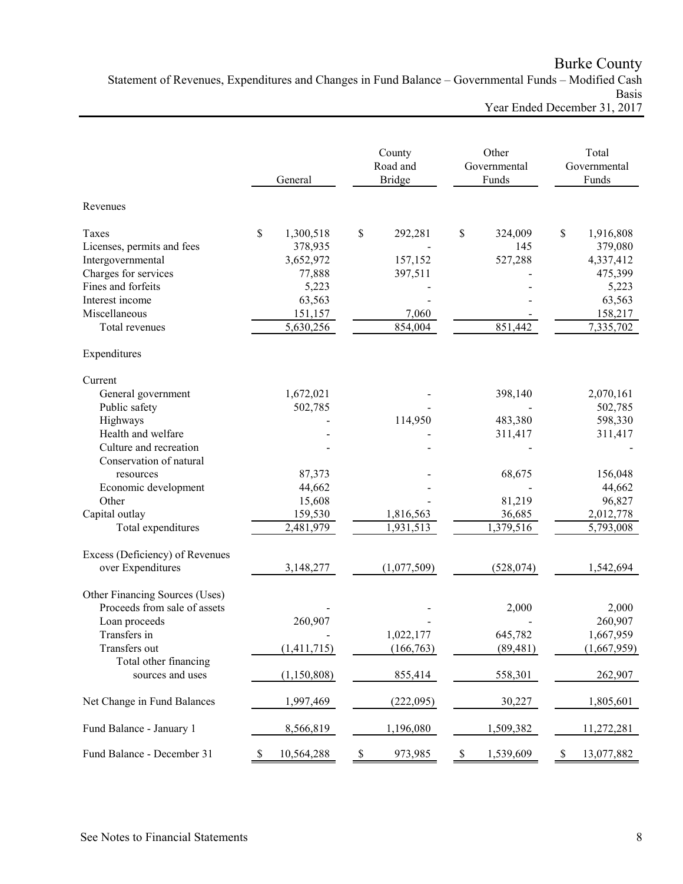# Burke County

## Statement of Revenues, Expenditures and Changes in Fund Balance – Governmental Funds – Modified Cash Basis

### Year Ended December 31, 2017

| | General | County Road and Bridge | Other Governmental Funds | Total Governmental Funds |
|---|---|---|---|---|
| **Revenues** | | | | |
| Taxes | $ 1,300,518 | $ 292,281 | $ 324,009 | $ 1,916,808 |
| Licenses, permits and fees | 378,935 | - | 145 | 379,080 |
| Intergovernmental | 3,652,972 | 157,152 | 527,288 | 4,337,412 |
| Charges for services | 77,888 | 397,511 | - | 475,399 |
| Fines and forfeits | 5,223 | - | - | 5,223 |
| Interest income | 63,563 | - | - | 63,563 |
| Miscellaneous | 151,157 | 7,060 | - | 158,217 |
| Total revenues | 5,630,256 | 854,004 | 851,442 | 7,335,702 |
| **Expenditures** | | | | |
| Current | | | | |
| General government | 1,672,021 | - | 398,140 | 2,070,161 |
| Public safety | 502,785 | - | - | 502,785 |
| Highways | - | 114,950 | 483,380 | 598,330 |
| Health and welfare | - | - | 311,417 | 311,417 |
| Culture and recreation | - | - | - | - |
| Conservation of natural resources | 87,373 | - | 68,675 | 156,048 |
| Economic development | 44,662 | - | - | 44,662 |
| Other | 15,608 | - | 81,219 | 96,827 |
| Capital outlay | 159,530 | 1,816,563 | 36,685 | 2,012,778 |
| Total expenditures | 2,481,979 | 1,931,513 | 1,379,516 | 5,793,008 |
| Excess (Deficiency) of Revenues over Expenditures | 3,148,277 | (1,077,509) | (528,074) | 1,542,694 |
| **Other Financing Sources (Uses)** | | | | |
| Proceeds from sale of assets | - | - | 2,000 | 2,000 |
| Loan proceeds | 260,907 | - | - | 260,907 |
| Transfers in | - | 1,022,177 | 645,782 | 1,667,959 |
| Transfers out | (1,411,715) | (166,763) | (89,481) | (1,667,959) |
| Total other financing sources and uses | (1,150,808) | 855,414 | 558,301 | 262,907 |
| Net Change in Fund Balances | 1,997,469 | (222,095) | 30,227 | 1,805,601 |
| Fund Balance - January 1 | 8,566,819 | 1,196,080 | 1,509,382 | 11,272,281 |
| Fund Balance - December 31 | $ 10,564,288 | $ 973,985 | $ 1,539,609 | $ 13,077,882 |

See Notes to Financial Statements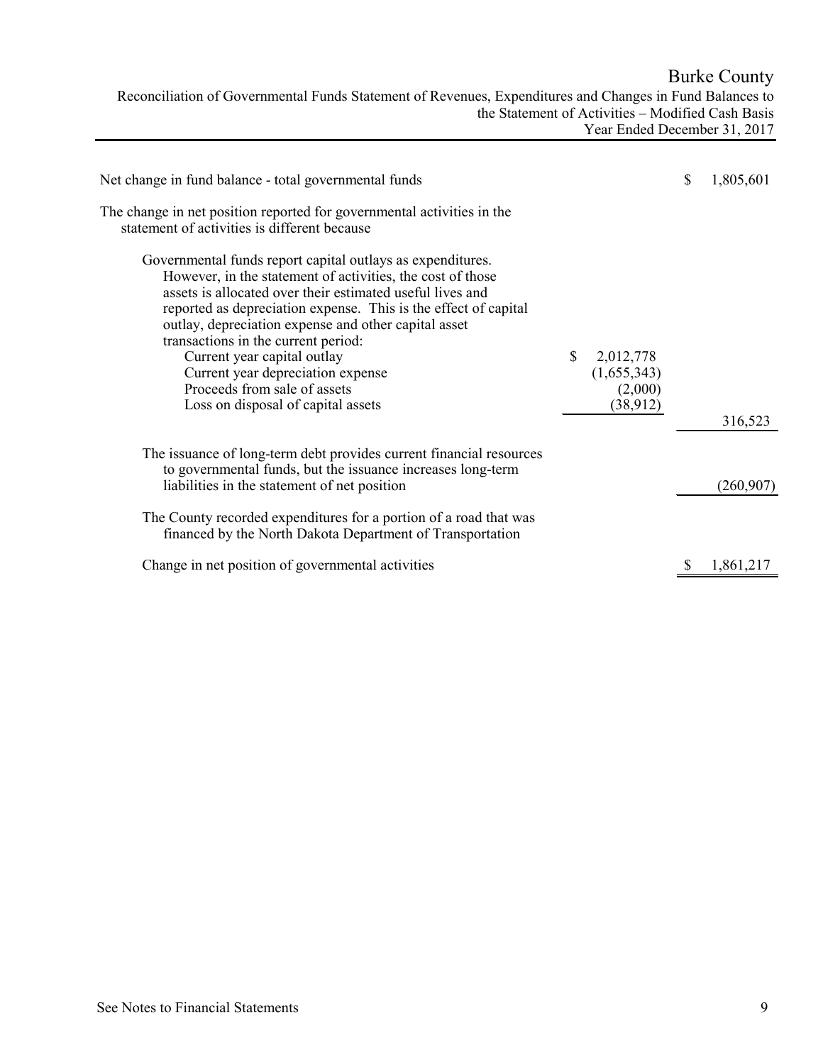# Burke County

## Reconciliation of Governmental Funds Statement of Revenues, Expenditures and Changes in Fund Balances to the Statement of Activities – Modified Cash Basis

### Year Ended December 31, 2017

| | | |
|---|---|---|
| Net change in fund balance - total governmental funds | | $ 1,805,601 |
| The change in net position reported for governmental activities in the statement of activities is different because | | |
| Governmental funds report capital outlays as expenditures. However, in the statement of activities, the cost of those assets is allocated over their estimated useful lives and reported as depreciation expense. This is the effect of capital outlay, depreciation expense and other capital asset transactions in the current period: | | |
| Current year capital outlay | $ 2,012,778 | |
| Current year depreciation expense | (1,655,343) | |
| Proceeds from sale of assets | (2,000) | |
| Loss on disposal of capital assets | (38,912) | 316,523 |
| The issuance of long-term debt provides current financial resources to governmental funds, but the issuance increases long-term liabilities in the statement of net position | | (260,907) |
| The County recorded expenditures for a portion of a road that was financed by the North Dakota Department of Transportation | | |
| Change in net position of governmental activities | | $ 1,861,217 |

See Notes to Financial Statements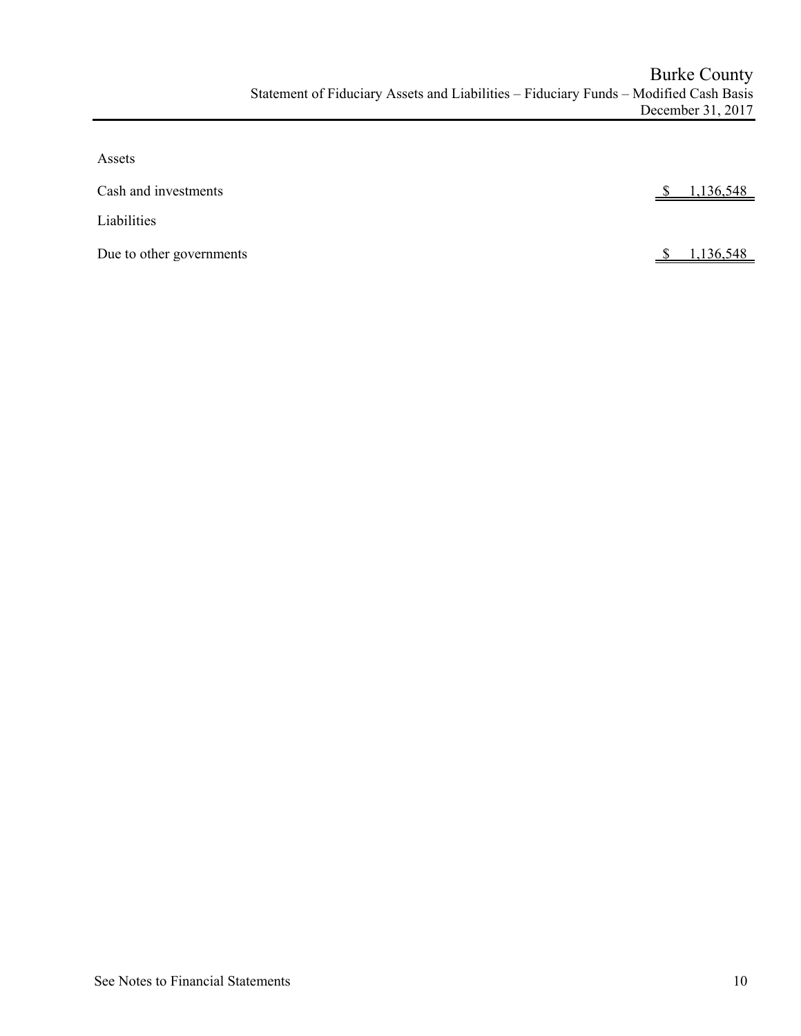# Burke County

## Statement of Fiduciary Assets and Liabilities – Fiduciary Funds – Modified Cash Basis

December 31, 2017

| | |
|---|---|
| **Assets** | |
| Cash and investments | $ 1,136,548 |
| **Liabilities** | |
| Due to other governments | $ 1,136,548 |

See Notes to Financial Statements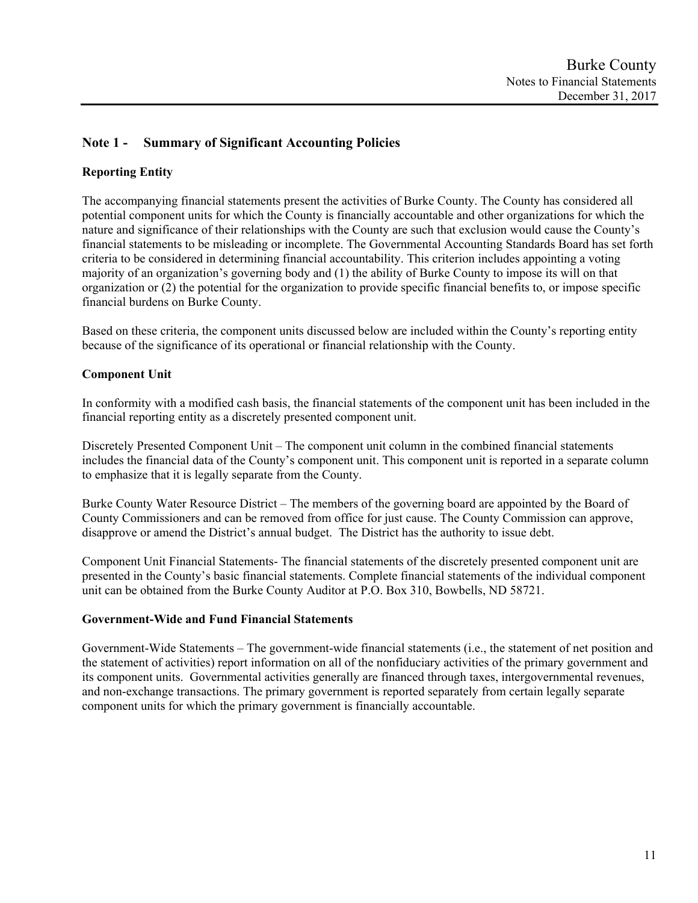## Note 1 - Summary of Significant Accounting Policies

### Reporting Entity

The accompanying financial statements present the activities of Burke County. The County has considered all potential component units for which the County is financially accountable and other organizations for which the nature and significance of their relationships with the County are such that exclusion would cause the County's financial statements to be misleading or incomplete. The Governmental Accounting Standards Board has set forth criteria to be considered in determining financial accountability. This criterion includes appointing a voting majority of an organization's governing body and (1) the ability of Burke County to impose its will on that organization or (2) the potential for the organization to provide specific financial benefits to, or impose specific financial burdens on Burke County.

Based on these criteria, the component units discussed below are included within the County's reporting entity because of the significance of its operational or financial relationship with the County.

### Component Unit

In conformity with a modified cash basis, the financial statements of the component unit has been included in the financial reporting entity as a discretely presented component unit.

Discretely Presented Component Unit – The component unit column in the combined financial statements includes the financial data of the County's component unit. This component unit is reported in a separate column to emphasize that it is legally separate from the County.

Burke County Water Resource District – The members of the governing board are appointed by the Board of County Commissioners and can be removed from office for just cause. The County Commission can approve, disapprove or amend the District's annual budget. The District has the authority to issue debt.

Component Unit Financial Statements- The financial statements of the discretely presented component unit are presented in the County's basic financial statements. Complete financial statements of the individual component unit can be obtained from the Burke County Auditor at P.O. Box 310, Bowbells, ND 58721.

### Government-Wide and Fund Financial Statements

Government-Wide Statements – The government-wide financial statements (i.e., the statement of net position and the statement of activities) report information on all of the nonfiduciary activities of the primary government and its component units. Governmental activities generally are financed through taxes, intergovernmental revenues, and non-exchange transactions. The primary government is reported separately from certain legally separate component units for which the primary government is financially accountable.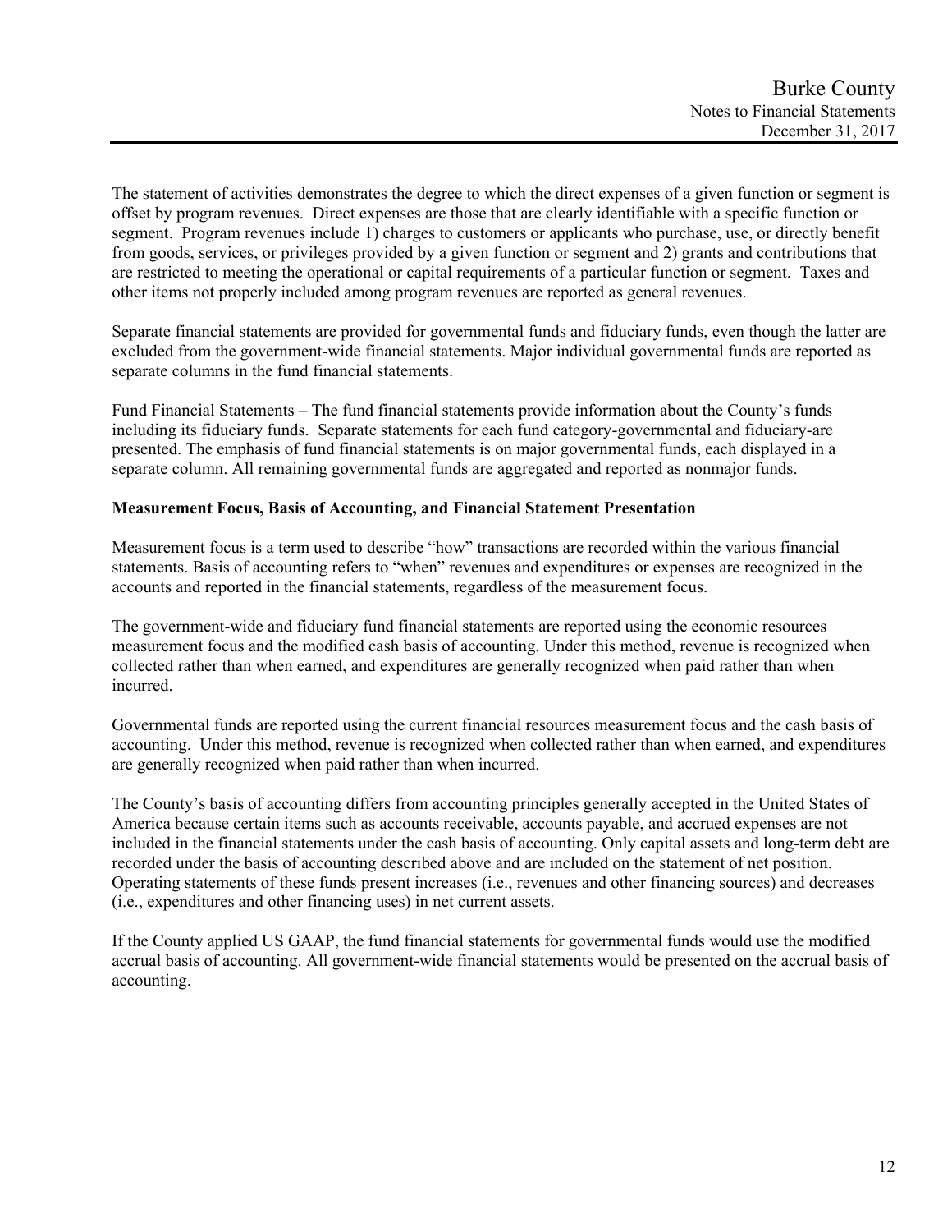The statement of activities demonstrates the degree to which the direct expenses of a given function or segment is offset by program revenues. Direct expenses are those that are clearly identifiable with a specific function or segment. Program revenues include 1) charges to customers or applicants who purchase, use, or directly benefit from goods, services, or privileges provided by a given function or segment and 2) grants and contributions that are restricted to meeting the operational or capital requirements of a particular function or segment. Taxes and other items not properly included among program revenues are reported as general revenues.

Separate financial statements are provided for governmental funds and fiduciary funds, even though the latter are excluded from the government-wide financial statements. Major individual governmental funds are reported as separate columns in the fund financial statements.

Fund Financial Statements – The fund financial statements provide information about the County's funds including its fiduciary funds. Separate statements for each fund category-governmental and fiduciary-are presented. The emphasis of fund financial statements is on major governmental funds, each displayed in a separate column. All remaining governmental funds are aggregated and reported as nonmajor funds.

**Measurement Focus, Basis of Accounting, and Financial Statement Presentation**

Measurement focus is a term used to describe "how" transactions are recorded within the various financial statements. Basis of accounting refers to "when" revenues and expenditures or expenses are recognized in the accounts and reported in the financial statements, regardless of the measurement focus.

The government-wide and fiduciary fund financial statements are reported using the economic resources measurement focus and the modified cash basis of accounting. Under this method, revenue is recognized when collected rather than when earned, and expenditures are generally recognized when paid rather than when incurred.

Governmental funds are reported using the current financial resources measurement focus and the cash basis of accounting. Under this method, revenue is recognized when collected rather than when earned, and expenditures are generally recognized when paid rather than when incurred.

The County's basis of accounting differs from accounting principles generally accepted in the United States of America because certain items such as accounts receivable, accounts payable, and accrued expenses are not included in the financial statements under the cash basis of accounting. Only capital assets and long-term debt are recorded under the basis of accounting described above and are included on the statement of net position. Operating statements of these funds present increases (i.e., revenues and other financing sources) and decreases (i.e., expenditures and other financing uses) in net current assets.

If the County applied US GAAP, the fund financial statements for governmental funds would use the modified accrual basis of accounting. All government-wide financial statements would be presented on the accrual basis of accounting.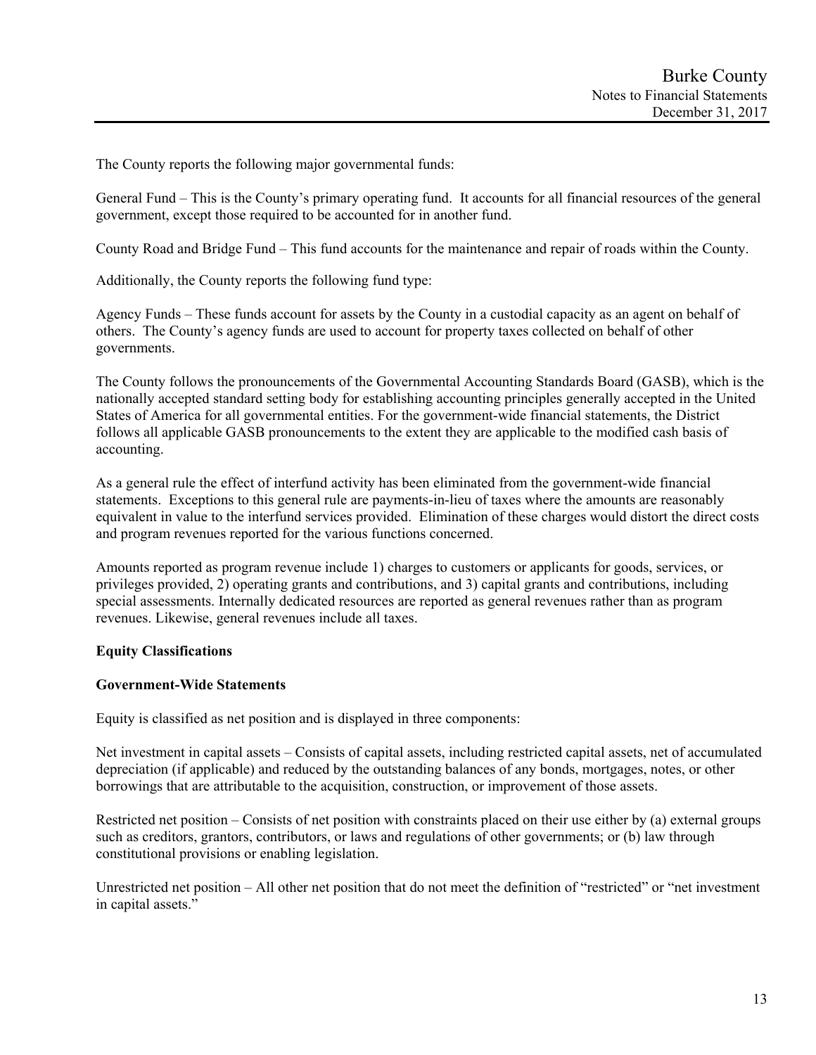The County reports the following major governmental funds:

General Fund – This is the County's primary operating fund. It accounts for all financial resources of the general government, except those required to be accounted for in another fund.

County Road and Bridge Fund – This fund accounts for the maintenance and repair of roads within the County.

Additionally, the County reports the following fund type:

Agency Funds – These funds account for assets by the County in a custodial capacity as an agent on behalf of others. The County's agency funds are used to account for property taxes collected on behalf of other governments.

The County follows the pronouncements of the Governmental Accounting Standards Board (GASB), which is the nationally accepted standard setting body for establishing accounting principles generally accepted in the United States of America for all governmental entities. For the government-wide financial statements, the District follows all applicable GASB pronouncements to the extent they are applicable to the modified cash basis of accounting.

As a general rule the effect of interfund activity has been eliminated from the government-wide financial statements. Exceptions to this general rule are payments-in-lieu of taxes where the amounts are reasonably equivalent in value to the interfund services provided. Elimination of these charges would distort the direct costs and program revenues reported for the various functions concerned.

Amounts reported as program revenue include 1) charges to customers or applicants for goods, services, or privileges provided, 2) operating grants and contributions, and 3) capital grants and contributions, including special assessments. Internally dedicated resources are reported as general revenues rather than as program revenues. Likewise, general revenues include all taxes.

**Equity Classifications**

**Government-Wide Statements**

Equity is classified as net position and is displayed in three components:

Net investment in capital assets – Consists of capital assets, including restricted capital assets, net of accumulated depreciation (if applicable) and reduced by the outstanding balances of any bonds, mortgages, notes, or other borrowings that are attributable to the acquisition, construction, or improvement of those assets.

Restricted net position – Consists of net position with constraints placed on their use either by (a) external groups such as creditors, grantors, contributors, or laws and regulations of other governments; or (b) law through constitutional provisions or enabling legislation.

Unrestricted net position – All other net position that do not meet the definition of "restricted" or "net investment in capital assets."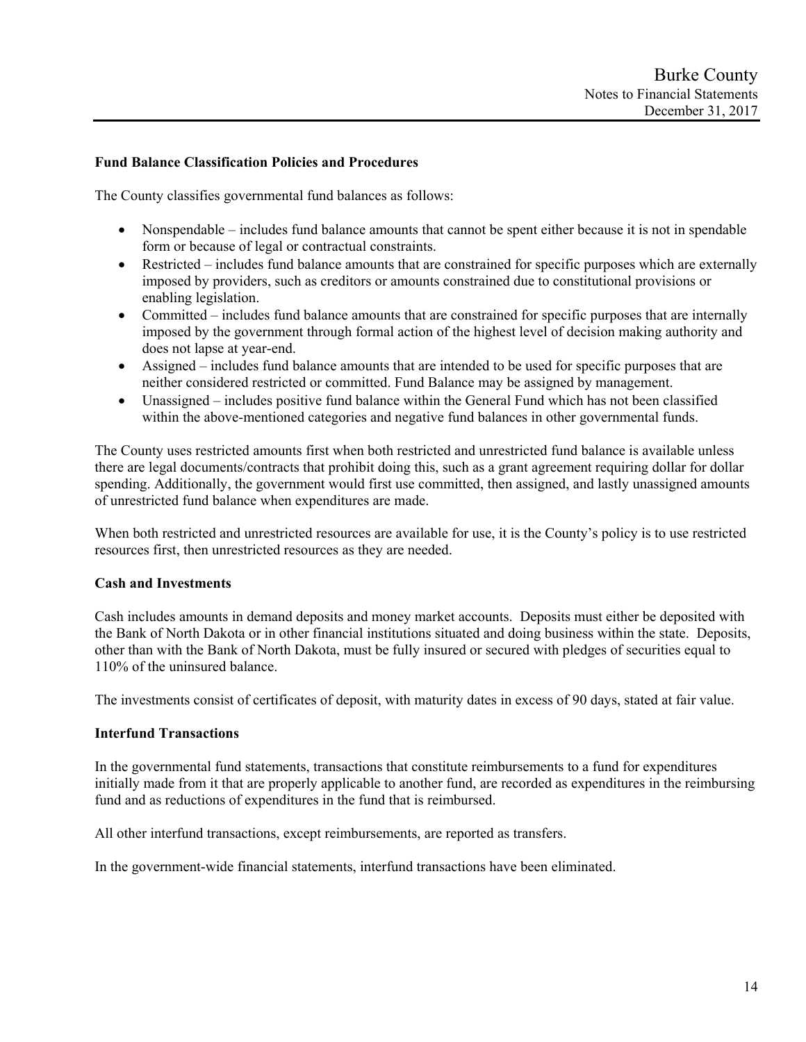### Fund Balance Classification Policies and Procedures

The County classifies governmental fund balances as follows:

- Nonspendable – includes fund balance amounts that cannot be spent either because it is not in spendable form or because of legal or contractual constraints.
- Restricted – includes fund balance amounts that are constrained for specific purposes which are externally imposed by providers, such as creditors or amounts constrained due to constitutional provisions or enabling legislation.
- Committed – includes fund balance amounts that are constrained for specific purposes that are internally imposed by the government through formal action of the highest level of decision making authority and does not lapse at year-end.
- Assigned – includes fund balance amounts that are intended to be used for specific purposes that are neither considered restricted or committed. Fund Balance may be assigned by management.
- Unassigned – includes positive fund balance within the General Fund which has not been classified within the above-mentioned categories and negative fund balances in other governmental funds.

The County uses restricted amounts first when both restricted and unrestricted fund balance is available unless there are legal documents/contracts that prohibit doing this, such as a grant agreement requiring dollar for dollar spending. Additionally, the government would first use committed, then assigned, and lastly unassigned amounts of unrestricted fund balance when expenditures are made.

When both restricted and unrestricted resources are available for use, it is the County's policy is to use restricted resources first, then unrestricted resources as they are needed.

### Cash and Investments

Cash includes amounts in demand deposits and money market accounts. Deposits must either be deposited with the Bank of North Dakota or in other financial institutions situated and doing business within the state. Deposits, other than with the Bank of North Dakota, must be fully insured or secured with pledges of securities equal to 110% of the uninsured balance.

The investments consist of certificates of deposit, with maturity dates in excess of 90 days, stated at fair value.

### Interfund Transactions

In the governmental fund statements, transactions that constitute reimbursements to a fund for expenditures initially made from it that are properly applicable to another fund, are recorded as expenditures in the reimbursing fund and as reductions of expenditures in the fund that is reimbursed.

All other interfund transactions, except reimbursements, are reported as transfers.

In the government-wide financial statements, interfund transactions have been eliminated.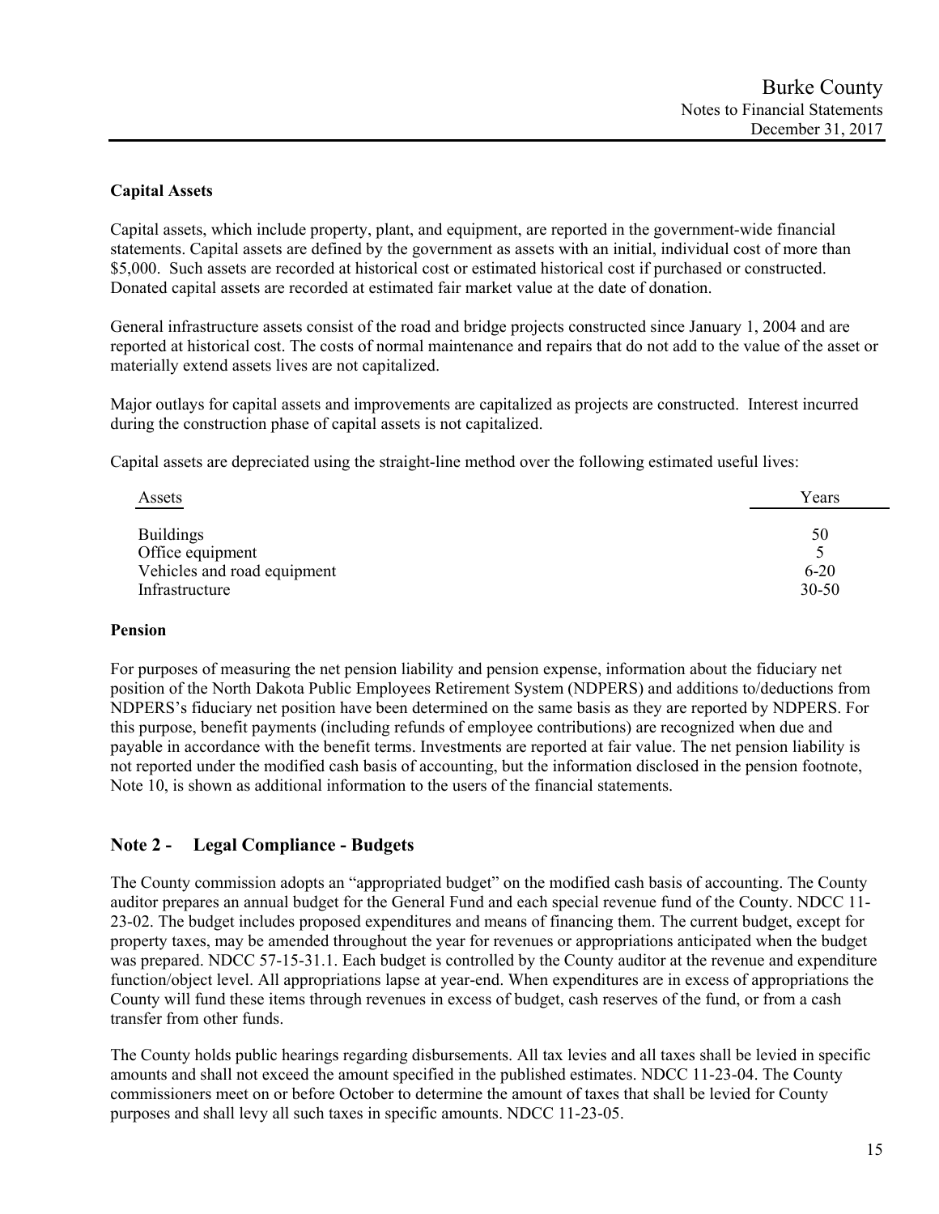### Capital Assets

Capital assets, which include property, plant, and equipment, are reported in the government-wide financial statements. Capital assets are defined by the government as assets with an initial, individual cost of more than $5,000. Such assets are recorded at historical cost or estimated historical cost if purchased or constructed. Donated capital assets are recorded at estimated fair market value at the date of donation.

General infrastructure assets consist of the road and bridge projects constructed since January 1, 2004 and are reported at historical cost. The costs of normal maintenance and repairs that do not add to the value of the asset or materially extend assets lives are not capitalized.

Major outlays for capital assets and improvements are capitalized as projects are constructed. Interest incurred during the construction phase of capital assets is not capitalized.

Capital assets are depreciated using the straight-line method over the following estimated useful lives:

| Assets | Years |
| --- | --- |
| Buildings | 50 |
| Office equipment | 5 |
| Vehicles and road equipment | 6-20 |
| Infrastructure | 30-50 |

### Pension

For purposes of measuring the net pension liability and pension expense, information about the fiduciary net position of the North Dakota Public Employees Retirement System (NDPERS) and additions to/deductions from NDPERS's fiduciary net position have been determined on the same basis as they are reported by NDPERS. For this purpose, benefit payments (including refunds of employee contributions) are recognized when due and payable in accordance with the benefit terms. Investments are reported at fair value. The net pension liability is not reported under the modified cash basis of accounting, but the information disclosed in the pension footnote, Note 10, is shown as additional information to the users of the financial statements.

## Note 2 - Legal Compliance - Budgets

The County commission adopts an "appropriated budget" on the modified cash basis of accounting. The County auditor prepares an annual budget for the General Fund and each special revenue fund of the County. NDCC 11-23-02. The budget includes proposed expenditures and means of financing them. The current budget, except for property taxes, may be amended throughout the year for revenues or appropriations anticipated when the budget was prepared. NDCC 57-15-31.1. Each budget is controlled by the County auditor at the revenue and expenditure function/object level. All appropriations lapse at year-end. When expenditures are in excess of appropriations the County will fund these items through revenues in excess of budget, cash reserves of the fund, or from a cash transfer from other funds.

The County holds public hearings regarding disbursements. All tax levies and all taxes shall be levied in specific amounts and shall not exceed the amount specified in the published estimates. NDCC 11-23-04. The County commissioners meet on or before October to determine the amount of taxes that shall be levied for County purposes and shall levy all such taxes in specific amounts. NDCC 11-23-05.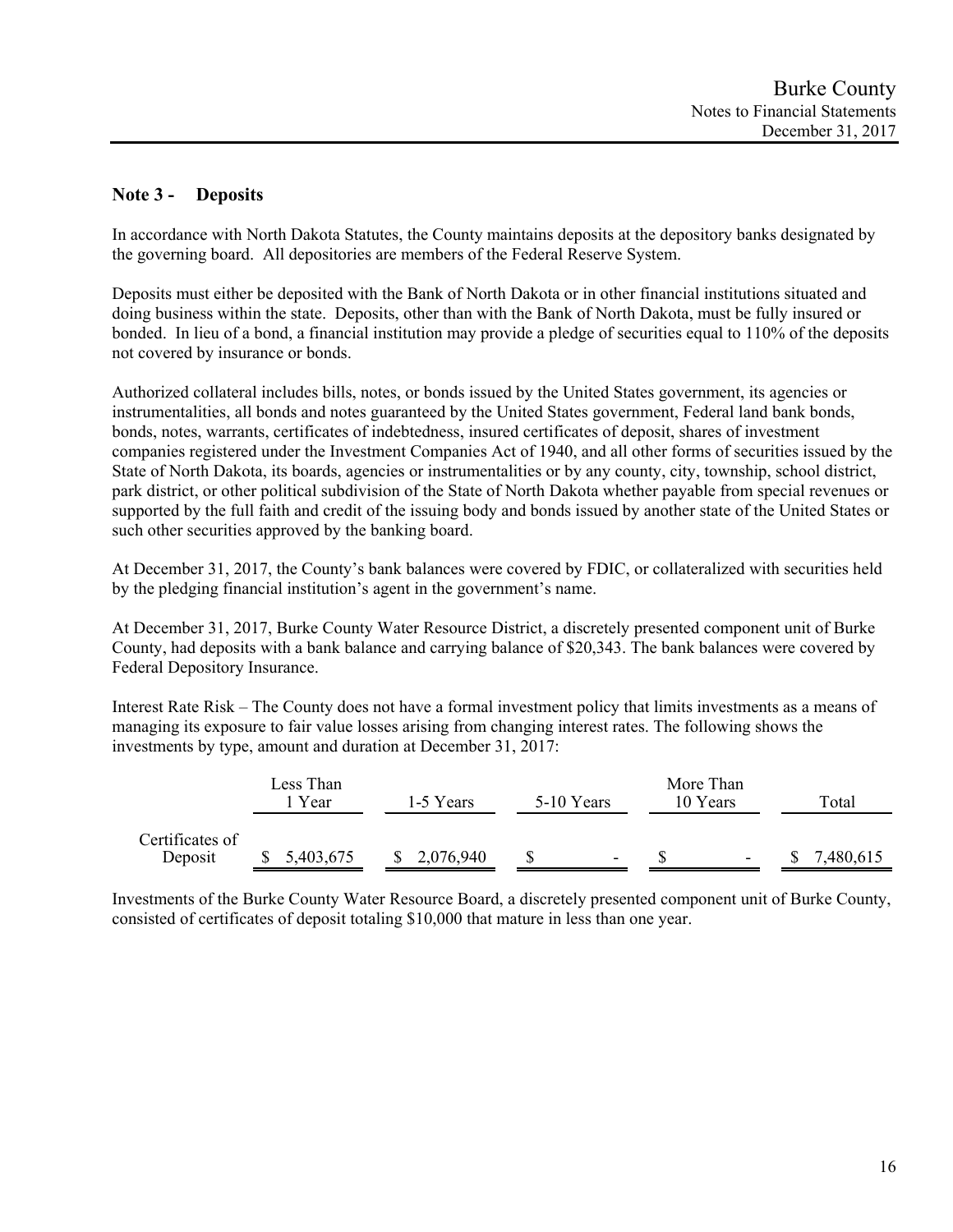## Note 3 - Deposits

In accordance with North Dakota Statutes, the County maintains deposits at the depository banks designated by the governing board. All depositories are members of the Federal Reserve System.

Deposits must either be deposited with the Bank of North Dakota or in other financial institutions situated and doing business within the state. Deposits, other than with the Bank of North Dakota, must be fully insured or bonded. In lieu of a bond, a financial institution may provide a pledge of securities equal to 110% of the deposits not covered by insurance or bonds.

Authorized collateral includes bills, notes, or bonds issued by the United States government, its agencies or instrumentalities, all bonds and notes guaranteed by the United States government, Federal land bank bonds, bonds, notes, warrants, certificates of indebtedness, insured certificates of deposit, shares of investment companies registered under the Investment Companies Act of 1940, and all other forms of securities issued by the State of North Dakota, its boards, agencies or instrumentalities or by any county, city, township, school district, park district, or other political subdivision of the State of North Dakota whether payable from special revenues or supported by the full faith and credit of the issuing body and bonds issued by another state of the United States or such other securities approved by the banking board.

At December 31, 2017, the County's bank balances were covered by FDIC, or collateralized with securities held by the pledging financial institution's agent in the government's name.

At December 31, 2017, Burke County Water Resource District, a discretely presented component unit of Burke County, had deposits with a bank balance and carrying balance of $20,343. The bank balances were covered by Federal Depository Insurance.

Interest Rate Risk – The County does not have a formal investment policy that limits investments as a means of managing its exposure to fair value losses arising from changing interest rates. The following shows the investments by type, amount and duration at December 31, 2017:

| | Less Than 1 Year | 1-5 Years | 5-10 Years | More Than 10 Years | Total |
|---|---|---|---|---|---|
| Certificates of Deposit | $ 5,403,675 | $ 2,076,940 | $ - | $ - | $ 7,480,615 |

Investments of the Burke County Water Resource Board, a discretely presented component unit of Burke County, consisted of certificates of deposit totaling $10,000 that mature in less than one year.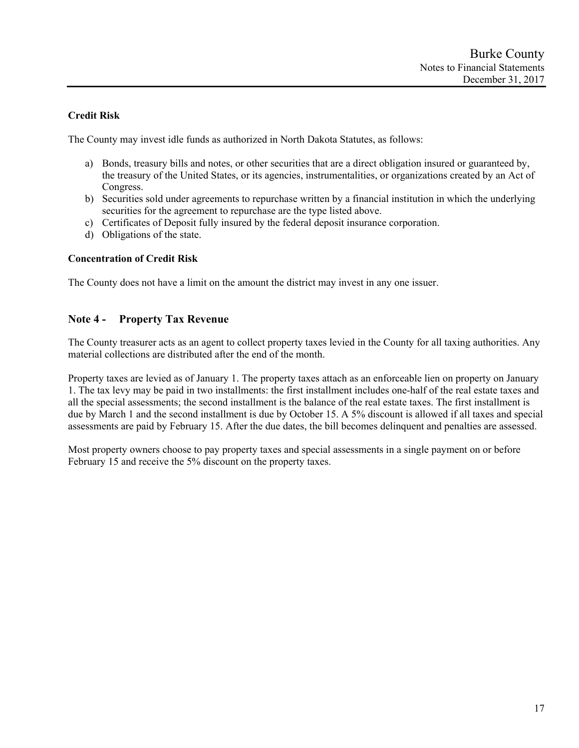### Credit Risk

The County may invest idle funds as authorized in North Dakota Statutes, as follows:

a) Bonds, treasury bills and notes, or other securities that are a direct obligation insured or guaranteed by, the treasury of the United States, or its agencies, instrumentalities, or organizations created by an Act of Congress.
b) Securities sold under agreements to repurchase written by a financial institution in which the underlying securities for the agreement to repurchase are the type listed above.
c) Certificates of Deposit fully insured by the federal deposit insurance corporation.
d) Obligations of the state.

### Concentration of Credit Risk

The County does not have a limit on the amount the district may invest in any one issuer.

## Note 4 - Property Tax Revenue

The County treasurer acts as an agent to collect property taxes levied in the County for all taxing authorities. Any material collections are distributed after the end of the month.

Property taxes are levied as of January 1. The property taxes attach as an enforceable lien on property on January 1. The tax levy may be paid in two installments: the first installment includes one-half of the real estate taxes and all the special assessments; the second installment is the balance of the real estate taxes. The first installment is due by March 1 and the second installment is due by October 15. A 5% discount is allowed if all taxes and special assessments are paid by February 15. After the due dates, the bill becomes delinquent and penalties are assessed.

Most property owners choose to pay property taxes and special assessments in a single payment on or before February 15 and receive the 5% discount on the property taxes.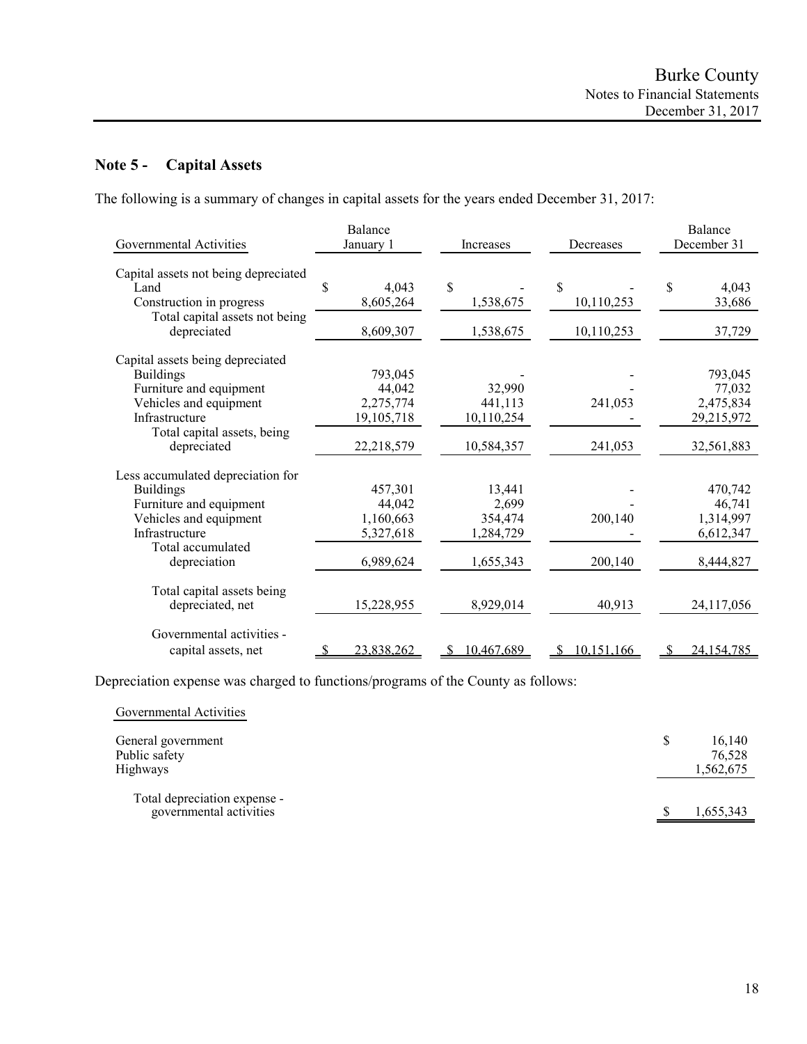## Note 5 - Capital Assets

The following is a summary of changes in capital assets for the years ended December 31, 2017:

| Governmental Activities | Balance January 1 | Increases | Decreases | Balance December 31 |
|---|---|---|---|---|
| Capital assets not being depreciated | | | | |
| Land | $ 4,043 | $ - | $ - | $ 4,043 |
| Construction in progress | 8,605,264 | 1,538,675 | 10,110,253 | 33,686 |
| Total capital assets not being depreciated | 8,609,307 | 1,538,675 | 10,110,253 | 37,729 |
| Capital assets being depreciated | | | | |
| Buildings | 793,045 | - | - | 793,045 |
| Furniture and equipment | 44,042 | 32,990 | - | 77,032 |
| Vehicles and equipment | 2,275,774 | 441,113 | 241,053 | 2,475,834 |
| Infrastructure | 19,105,718 | 10,110,254 | - | 29,215,972 |
| Total capital assets, being depreciated | 22,218,579 | 10,584,357 | 241,053 | 32,561,883 |
| Less accumulated depreciation for | | | | |
| Buildings | 457,301 | 13,441 | - | 470,742 |
| Furniture and equipment | 44,042 | 2,699 | - | 46,741 |
| Vehicles and equipment | 1,160,663 | 354,474 | 200,140 | 1,314,997 |
| Infrastructure | 5,327,618 | 1,284,729 | - | 6,612,347 |
| Total accumulated depreciation | 6,989,624 | 1,655,343 | 200,140 | 8,444,827 |
| Total capital assets being depreciated, net | 15,228,955 | 8,929,014 | 40,913 | 24,117,056 |
| Governmental activities - capital assets, net | $ 23,838,262 | $ 10,467,689 | $ 10,151,166 | $ 24,154,785 |

Depreciation expense was charged to functions/programs of the County as follows:

| Governmental Activities | |
|---|---|
| General government | $ 16,140 |
| Public safety | 76,528 |
| Highways | 1,562,675 |
| Total depreciation expense - governmental activities | $ 1,655,343 |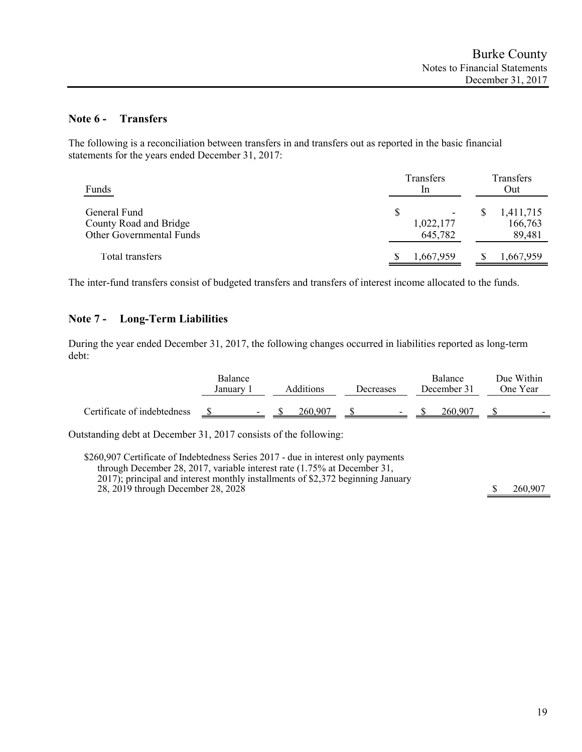## Note 6 - Transfers

The following is a reconciliation between transfers in and transfers out as reported in the basic financial statements for the years ended December 31, 2017:

| Funds | Transfers In | Transfers Out |
|---|---|---|
| General Fund | $ - | $ 1,411,715 |
| County Road and Bridge | 1,022,177 | 166,763 |
| Other Governmental Funds | 645,782 | 89,481 |
| Total transfers | $ 1,667,959 | $ 1,667,959 |

The inter-fund transfers consist of budgeted transfers and transfers of interest income allocated to the funds.

## Note 7 - Long-Term Liabilities

During the year ended December 31, 2017, the following changes occurred in liabilities reported as long-term debt:

| | Balance January 1 | Additions | Decreases | Balance December 31 | Due Within One Year |
|---|---|---|---|---|---|
| Certificate of indebtedness | $ - | $ 260,907 | $ - | $ 260,907 | $ - |

Outstanding debt at December 31, 2017 consists of the following:

| | |
|---|---|
| $260,907 Certificate of Indebtedness Series 2017 - due in interest only payments through December 28, 2017, variable interest rate (1.75% at December 31, 2017); principal and interest monthly installments of $2,372 beginning January 28, 2019 through December 28, 2028 | $ 260,907 |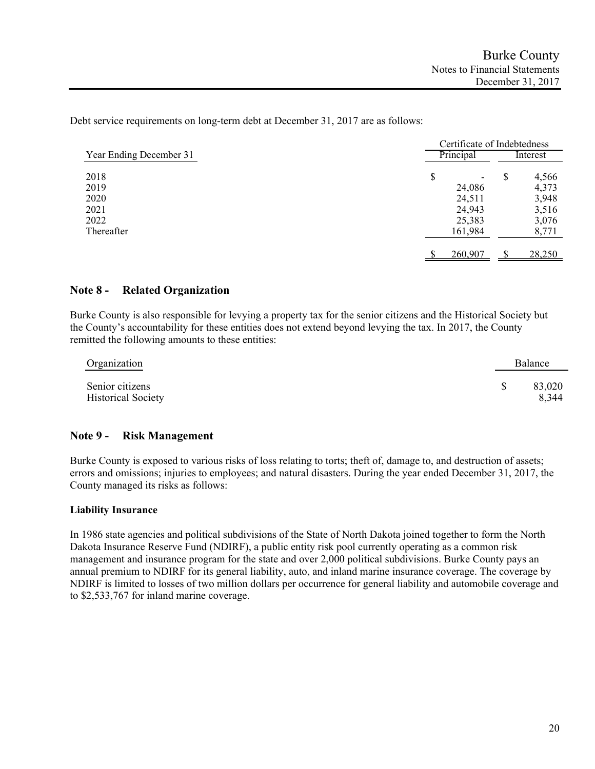Debt service requirements on long-term debt at December 31, 2017 are as follows:

| Year Ending December 31 | Certificate of Indebtedness | |
|---|---|---|
| | Principal | Interest |
| 2018 | $ - | $ 4,566 |
| 2019 | 24,086 | 4,373 |
| 2020 | 24,511 | 3,948 |
| 2021 | 24,943 | 3,516 |
| 2022 | 25,383 | 3,076 |
| Thereafter | 161,984 | 8,771 |
| | $ 260,907 | $ 28,250 |

## Note 8 - Related Organization

Burke County is also responsible for levying a property tax for the senior citizens and the Historical Society but the County's accountability for these entities does not extend beyond levying the tax. In 2017, the County remitted the following amounts to these entities:

| Organization | Balance |
|---|---|
| Senior citizens | $ 83,020 |
| Historical Society | 8,344 |

## Note 9 - Risk Management

Burke County is exposed to various risks of loss relating to torts; theft of, damage to, and destruction of assets; errors and omissions; injuries to employees; and natural disasters. During the year ended December 31, 2017, the County managed its risks as follows:

**Liability Insurance**

In 1986 state agencies and political subdivisions of the State of North Dakota joined together to form the North Dakota Insurance Reserve Fund (NDIRF), a public entity risk pool currently operating as a common risk management and insurance program for the state and over 2,000 political subdivisions. Burke County pays an annual premium to NDIRF for its general liability, auto, and inland marine insurance coverage. The coverage by NDIRF is limited to losses of two million dollars per occurrence for general liability and automobile coverage and to $2,533,767 for inland marine coverage.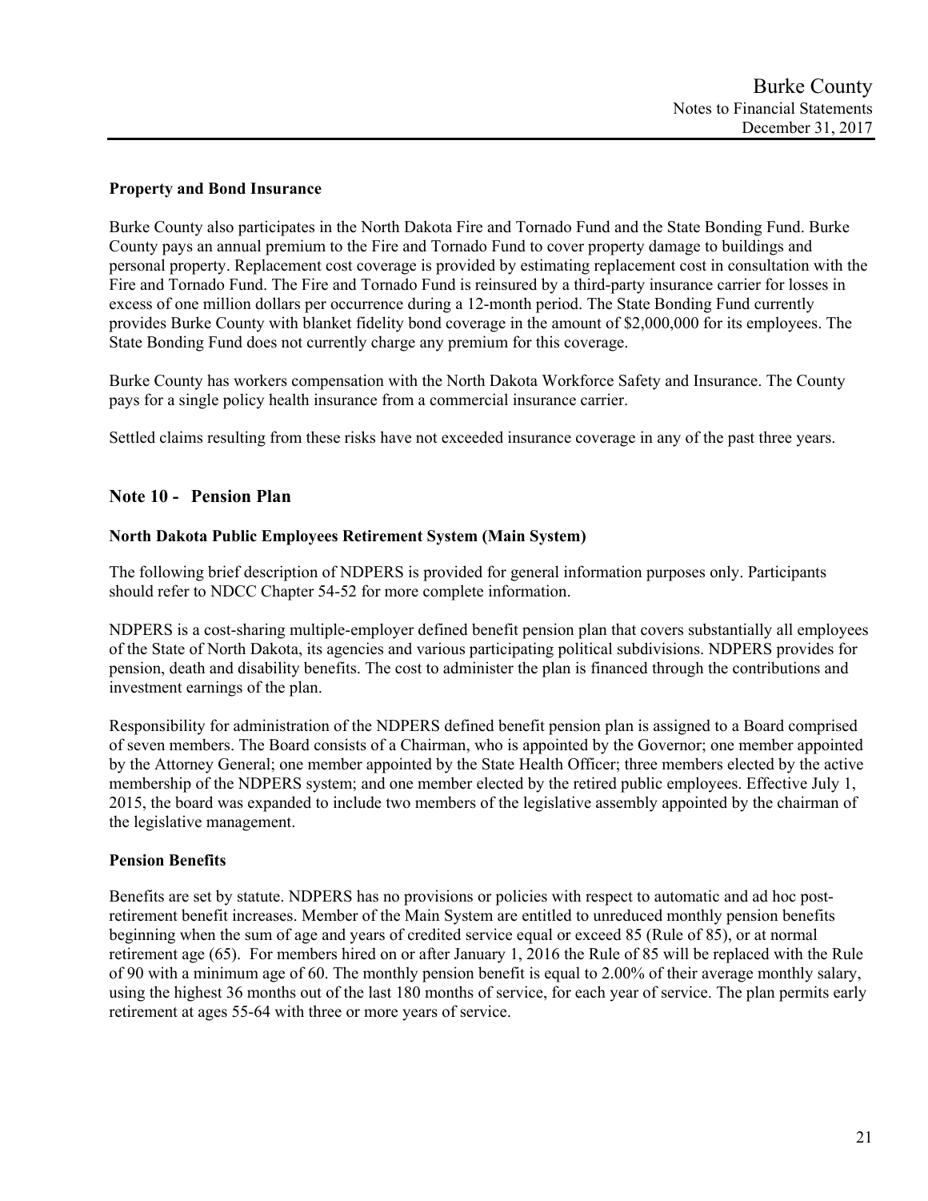### Property and Bond Insurance

Burke County also participates in the North Dakota Fire and Tornado Fund and the State Bonding Fund. Burke County pays an annual premium to the Fire and Tornado Fund to cover property damage to buildings and personal property. Replacement cost coverage is provided by estimating replacement cost in consultation with the Fire and Tornado Fund. The Fire and Tornado Fund is reinsured by a third-party insurance carrier for losses in excess of one million dollars per occurrence during a 12-month period. The State Bonding Fund currently provides Burke County with blanket fidelity bond coverage in the amount of $2,000,000 for its employees. The State Bonding Fund does not currently charge any premium for this coverage.

Burke County has workers compensation with the North Dakota Workforce Safety and Insurance. The County pays for a single policy health insurance from a commercial insurance carrier.

Settled claims resulting from these risks have not exceeded insurance coverage in any of the past three years.

## Note 10 - Pension Plan

### North Dakota Public Employees Retirement System (Main System)

The following brief description of NDPERS is provided for general information purposes only. Participants should refer to NDCC Chapter 54-52 for more complete information.

NDPERS is a cost-sharing multiple-employer defined benefit pension plan that covers substantially all employees of the State of North Dakota, its agencies and various participating political subdivisions. NDPERS provides for pension, death and disability benefits. The cost to administer the plan is financed through the contributions and investment earnings of the plan.

Responsibility for administration of the NDPERS defined benefit pension plan is assigned to a Board comprised of seven members. The Board consists of a Chairman, who is appointed by the Governor; one member appointed by the Attorney General; one member appointed by the State Health Officer; three members elected by the active membership of the NDPERS system; and one member elected by the retired public employees. Effective July 1, 2015, the board was expanded to include two members of the legislative assembly appointed by the chairman of the legislative management.

### Pension Benefits

Benefits are set by statute. NDPERS has no provisions or policies with respect to automatic and ad hoc post-retirement benefit increases. Member of the Main System are entitled to unreduced monthly pension benefits beginning when the sum of age and years of credited service equal or exceed 85 (Rule of 85), or at normal retirement age (65). For members hired on or after January 1, 2016 the Rule of 85 will be replaced with the Rule of 90 with a minimum age of 60. The monthly pension benefit is equal to 2.00% of their average monthly salary, using the highest 36 months out of the last 180 months of service, for each year of service. The plan permits early retirement at ages 55-64 with three or more years of service.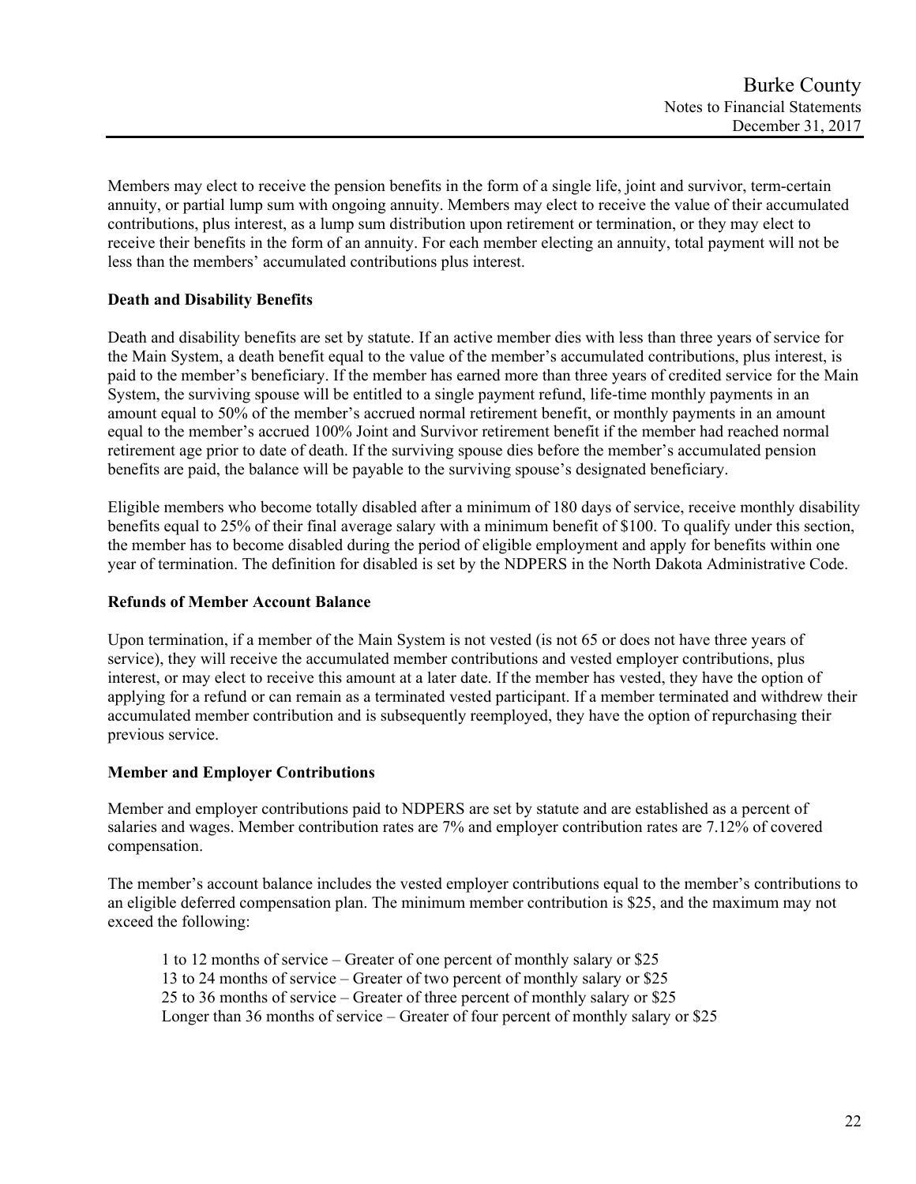Members may elect to receive the pension benefits in the form of a single life, joint and survivor, term-certain annuity, or partial lump sum with ongoing annuity. Members may elect to receive the value of their accumulated contributions, plus interest, as a lump sum distribution upon retirement or termination, or they may elect to receive their benefits in the form of an annuity. For each member electing an annuity, total payment will not be less than the members' accumulated contributions plus interest.

**Death and Disability Benefits**

Death and disability benefits are set by statute. If an active member dies with less than three years of service for the Main System, a death benefit equal to the value of the member's accumulated contributions, plus interest, is paid to the member's beneficiary. If the member has earned more than three years of credited service for the Main System, the surviving spouse will be entitled to a single payment refund, life-time monthly payments in an amount equal to 50% of the member's accrued normal retirement benefit, or monthly payments in an amount equal to the member's accrued 100% Joint and Survivor retirement benefit if the member had reached normal retirement age prior to date of death. If the surviving spouse dies before the member's accumulated pension benefits are paid, the balance will be payable to the surviving spouse's designated beneficiary.

Eligible members who become totally disabled after a minimum of 180 days of service, receive monthly disability benefits equal to 25% of their final average salary with a minimum benefit of $100. To qualify under this section, the member has to become disabled during the period of eligible employment and apply for benefits within one year of termination. The definition for disabled is set by the NDPERS in the North Dakota Administrative Code.

**Refunds of Member Account Balance**

Upon termination, if a member of the Main System is not vested (is not 65 or does not have three years of service), they will receive the accumulated member contributions and vested employer contributions, plus interest, or may elect to receive this amount at a later date. If the member has vested, they have the option of applying for a refund or can remain as a terminated vested participant. If a member terminated and withdrew their accumulated member contribution and is subsequently reemployed, they have the option of repurchasing their previous service.

**Member and Employer Contributions**

Member and employer contributions paid to NDPERS are set by statute and are established as a percent of salaries and wages. Member contribution rates are 7% and employer contribution rates are 7.12% of covered compensation.

The member's account balance includes the vested employer contributions equal to the member's contributions to an eligible deferred compensation plan. The minimum member contribution is $25, and the maximum may not exceed the following:

1 to 12 months of service – Greater of one percent of monthly salary or $25
13 to 24 months of service – Greater of two percent of monthly salary or $25
25 to 36 months of service – Greater of three percent of monthly salary or $25
Longer than 36 months of service – Greater of four percent of monthly salary or $25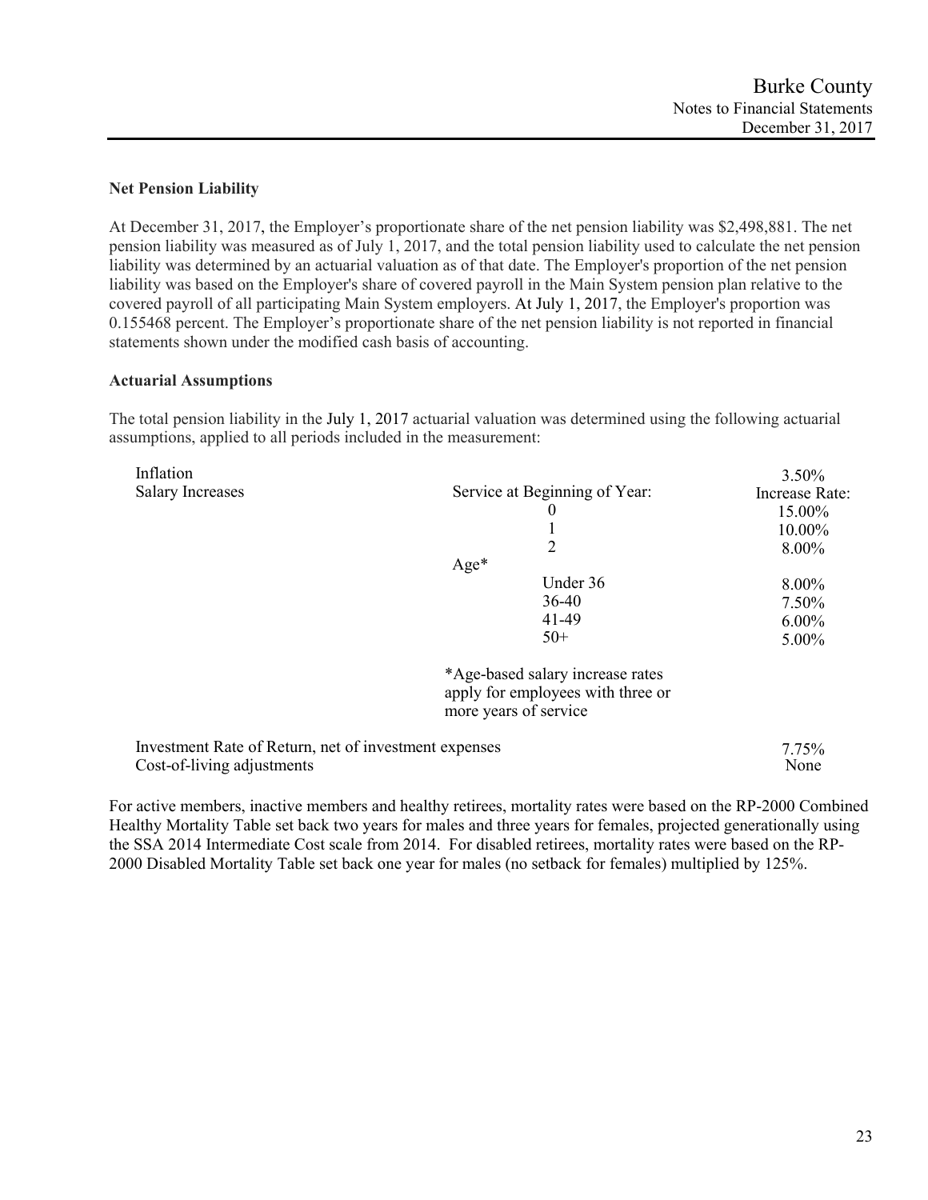### Net Pension Liability

At December 31, 2017, the Employer's proportionate share of the net pension liability was $2,498,881. The net pension liability was measured as of July 1, 2017, and the total pension liability used to calculate the net pension liability was determined by an actuarial valuation as of that date. The Employer's proportion of the net pension liability was based on the Employer's share of covered payroll in the Main System pension plan relative to the covered payroll of all participating Main System employers. At July 1, 2017, the Employer's proportion was 0.155468 percent. The Employer's proportionate share of the net pension liability is not reported in financial statements shown under the modified cash basis of accounting.

### Actuarial Assumptions

The total pension liability in the July 1, 2017 actuarial valuation was determined using the following actuarial assumptions, applied to all periods included in the measurement:

| | | |
|---|---|---|
| Inflation | | 3.50% |
| Salary Increases | Service at Beginning of Year: | Increase Rate: |
| | 0 | 15.00% |
| | 1 | 10.00% |
| | 2 | 8.00% |
| | Age* | |
| | Under 36 | 8.00% |
| | 36-40 | 7.50% |
| | 41-49 | 6.00% |
| | 50+ | 5.00% |
| | *Age-based salary increase rates apply for employees with three or more years of service | |
| Investment Rate of Return, net of investment expenses | | 7.75% |
| Cost-of-living adjustments | | None |

For active members, inactive members and healthy retirees, mortality rates were based on the RP-2000 Combined Healthy Mortality Table set back two years for males and three years for females, projected generationally using the SSA 2014 Intermediate Cost scale from 2014. For disabled retirees, mortality rates were based on the RP-2000 Disabled Mortality Table set back one year for males (no setback for females) multiplied by 125%.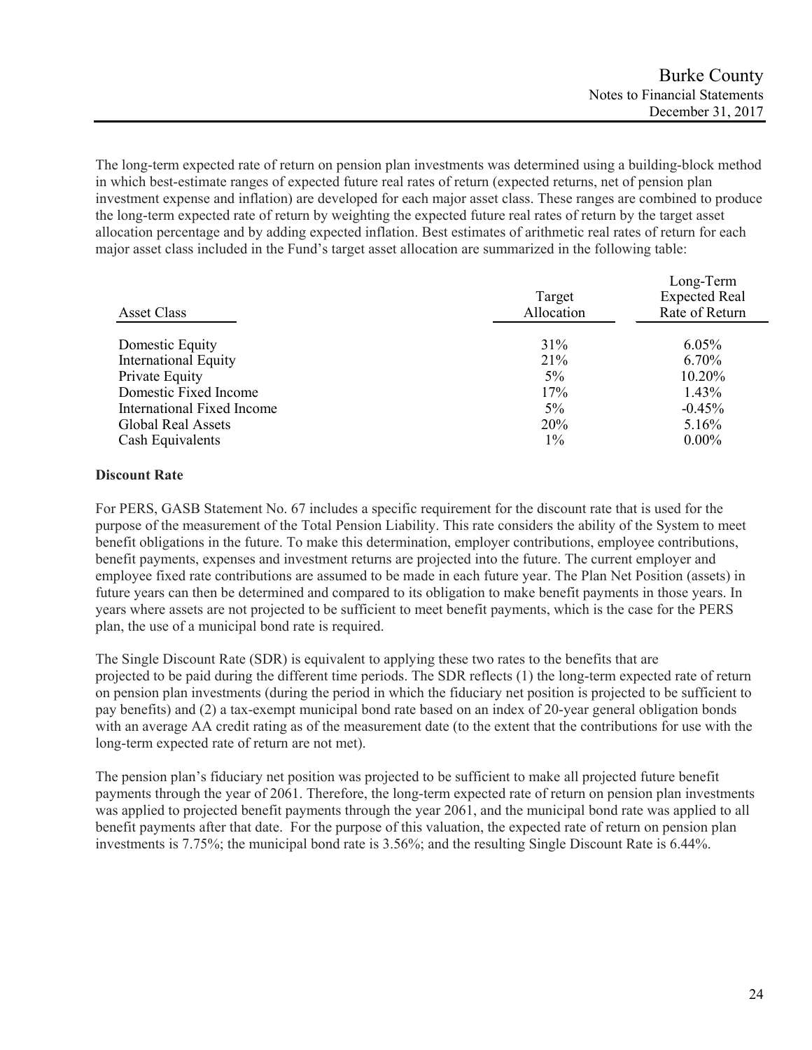The long-term expected rate of return on pension plan investments was determined using a building-block method in which best-estimate ranges of expected future real rates of return (expected returns, net of pension plan investment expense and inflation) are developed for each major asset class. These ranges are combined to produce the long-term expected rate of return by weighting the expected future real rates of return by the target asset allocation percentage and by adding expected inflation. Best estimates of arithmetic real rates of return for each major asset class included in the Fund's target asset allocation are summarized in the following table:

| Asset Class | Target Allocation | Long-Term Expected Real Rate of Return |
|---|---|---|
| Domestic Equity | 31% | 6.05% |
| International Equity | 21% | 6.70% |
| Private Equity | 5% | 10.20% |
| Domestic Fixed Income | 17% | 1.43% |
| International Fixed Income | 5% | -0.45% |
| Global Real Assets | 20% | 5.16% |
| Cash Equivalents | 1% | 0.00% |

**Discount Rate**

For PERS, GASB Statement No. 67 includes a specific requirement for the discount rate that is used for the purpose of the measurement of the Total Pension Liability. This rate considers the ability of the System to meet benefit obligations in the future. To make this determination, employer contributions, employee contributions, benefit payments, expenses and investment returns are projected into the future. The current employer and employee fixed rate contributions are assumed to be made in each future year. The Plan Net Position (assets) in future years can then be determined and compared to its obligation to make benefit payments in those years. In years where assets are not projected to be sufficient to meet benefit payments, which is the case for the PERS plan, the use of a municipal bond rate is required.

The Single Discount Rate (SDR) is equivalent to applying these two rates to the benefits that are projected to be paid during the different time periods. The SDR reflects (1) the long-term expected rate of return on pension plan investments (during the period in which the fiduciary net position is projected to be sufficient to pay benefits) and (2) a tax-exempt municipal bond rate based on an index of 20-year general obligation bonds with an average AA credit rating as of the measurement date (to the extent that the contributions for use with the long-term expected rate of return are not met).

The pension plan's fiduciary net position was projected to be sufficient to make all projected future benefit payments through the year of 2061. Therefore, the long-term expected rate of return on pension plan investments was applied to projected benefit payments through the year 2061, and the municipal bond rate was applied to all benefit payments after that date. For the purpose of this valuation, the expected rate of return on pension plan investments is 7.75%; the municipal bond rate is 3.56%; and the resulting Single Discount Rate is 6.44%.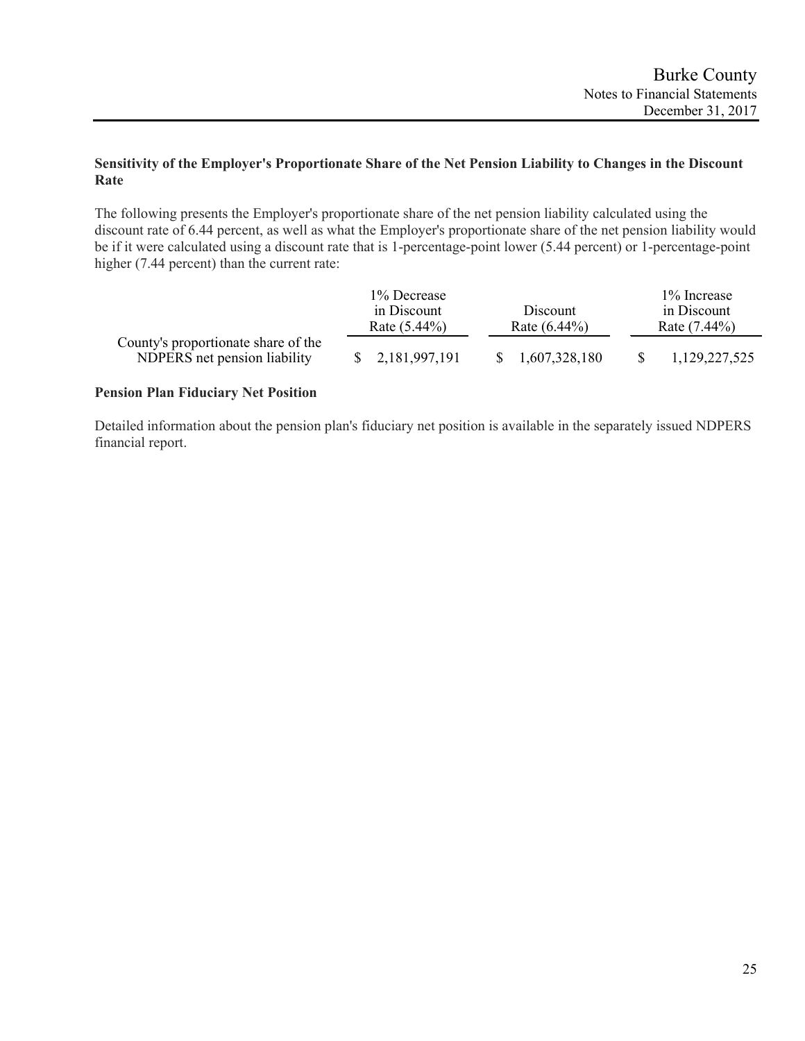### Sensitivity of the Employer's Proportionate Share of the Net Pension Liability to Changes in the Discount Rate

The following presents the Employer's proportionate share of the net pension liability calculated using the discount rate of 6.44 percent, as well as what the Employer's proportionate share of the net pension liability would be if it were calculated using a discount rate that is 1-percentage-point lower (5.44 percent) or 1-percentage-point higher (7.44 percent) than the current rate:

| | 1% Decrease in Discount Rate (5.44%) | Discount Rate (6.44%) | 1% Increase in Discount Rate (7.44%) |
|---|---|---|---|
| County's proportionate share of the NDPERS net pension liability | $ 2,181,997,191 | $ 1,607,328,180 | $ 1,129,227,525 |

### Pension Plan Fiduciary Net Position

Detailed information about the pension plan's fiduciary net position is available in the separately issued NDPERS financial report.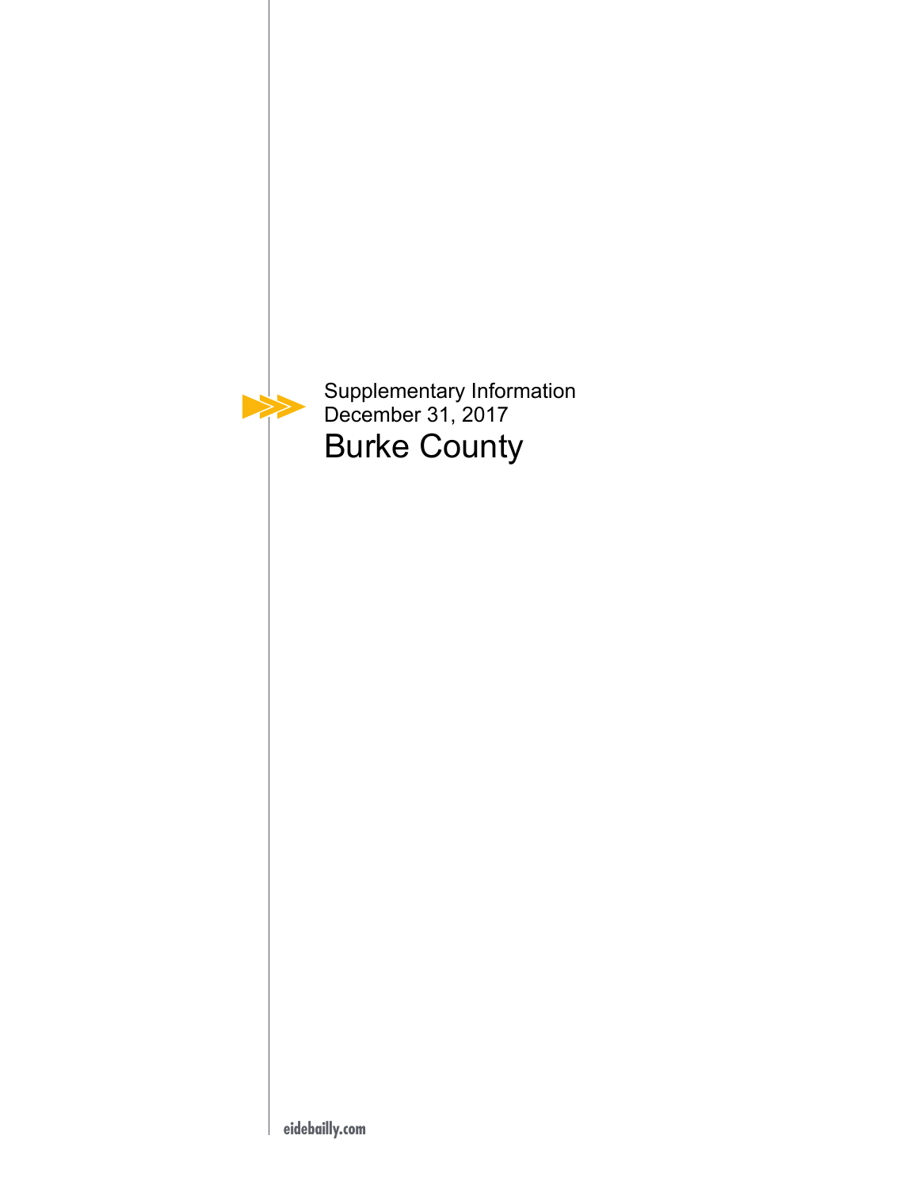Supplementary Information
December 31, 2017

# Burke County

eidebailly.com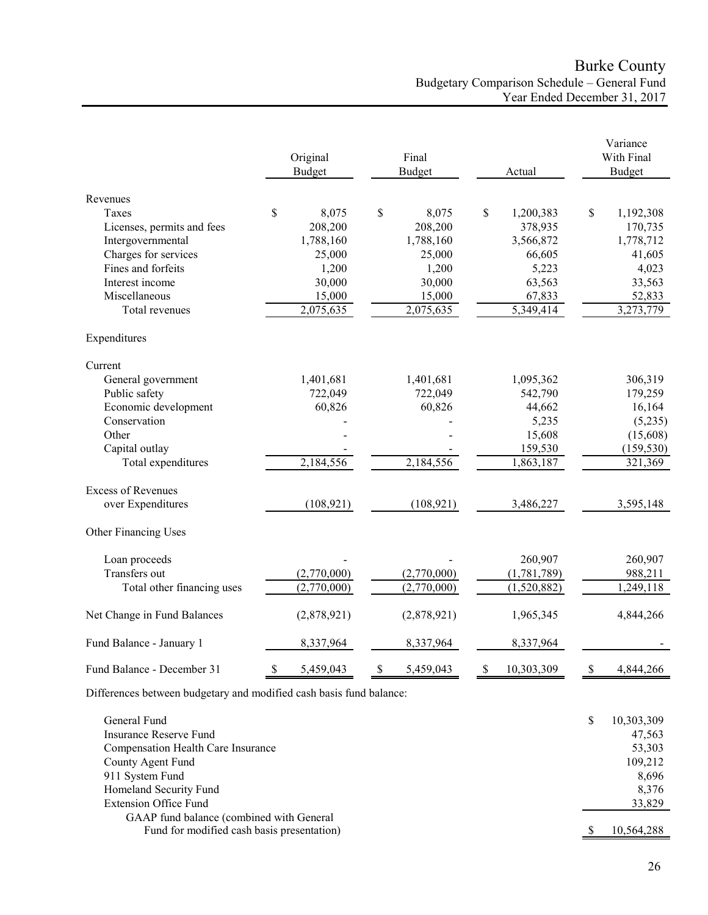# Burke County

## Budgetary Comparison Schedule – General Fund

### Year Ended December 31, 2017

| | Original Budget | Final Budget | Actual | Variance With Final Budget |
|---|---|---|---|---|
| **Revenues** | | | | |
| Taxes | $ 8,075 | $ 8,075 | $ 1,200,383 | $ 1,192,308 |
| Licenses, permits and fees | 208,200 | 208,200 | 378,935 | 170,735 |
| Intergovernmental | 1,788,160 | 1,788,160 | 3,566,872 | 1,778,712 |
| Charges for services | 25,000 | 25,000 | 66,605 | 41,605 |
| Fines and forfeits | 1,200 | 1,200 | 5,223 | 4,023 |
| Interest income | 30,000 | 30,000 | 63,563 | 33,563 |
| Miscellaneous | 15,000 | 15,000 | 67,833 | 52,833 |
| Total revenues | 2,075,635 | 2,075,635 | 5,349,414 | 3,273,779 |
| **Expenditures** | | | | |
| Current | | | | |
| General government | 1,401,681 | 1,401,681 | 1,095,362 | 306,319 |
| Public safety | 722,049 | 722,049 | 542,790 | 179,259 |
| Economic development | 60,826 | 60,826 | 44,662 | 16,164 |
| Conservation | - | - | 5,235 | (5,235) |
| Other | - | - | 15,608 | (15,608) |
| Capital outlay | - | - | 159,530 | (159,530) |
| Total expenditures | 2,184,556 | 2,184,556 | 1,863,187 | 321,369 |
| Excess of Revenues over Expenditures | (108,921) | (108,921) | 3,486,227 | 3,595,148 |
| **Other Financing Uses** | | | | |
| Loan proceeds | - | - | 260,907 | 260,907 |
| Transfers out | (2,770,000) | (2,770,000) | (1,781,789) | 988,211 |
| Total other financing uses | (2,770,000) | (2,770,000) | (1,520,882) | 1,249,118 |
| Net Change in Fund Balances | (2,878,921) | (2,878,921) | 1,965,345 | 4,844,266 |
| Fund Balance - January 1 | 8,337,964 | 8,337,964 | 8,337,964 | - |
| Fund Balance - December 31 | $ 5,459,043 | $ 5,459,043 | $ 10,303,309 | $ 4,844,266 |

Differences between budgetary and modified cash basis fund balance:

| | |
|---|---|
| General Fund | $ 10,303,309 |
| Insurance Reserve Fund | 47,563 |
| Compensation Health Care Insurance | 53,303 |
| County Agent Fund | 109,212 |
| 911 System Fund | 8,696 |
| Homeland Security Fund | 8,376 |
| Extension Office Fund | 33,829 |
| GAAP fund balance (combined with General Fund for modified cash basis presentation) | $ 10,564,288 |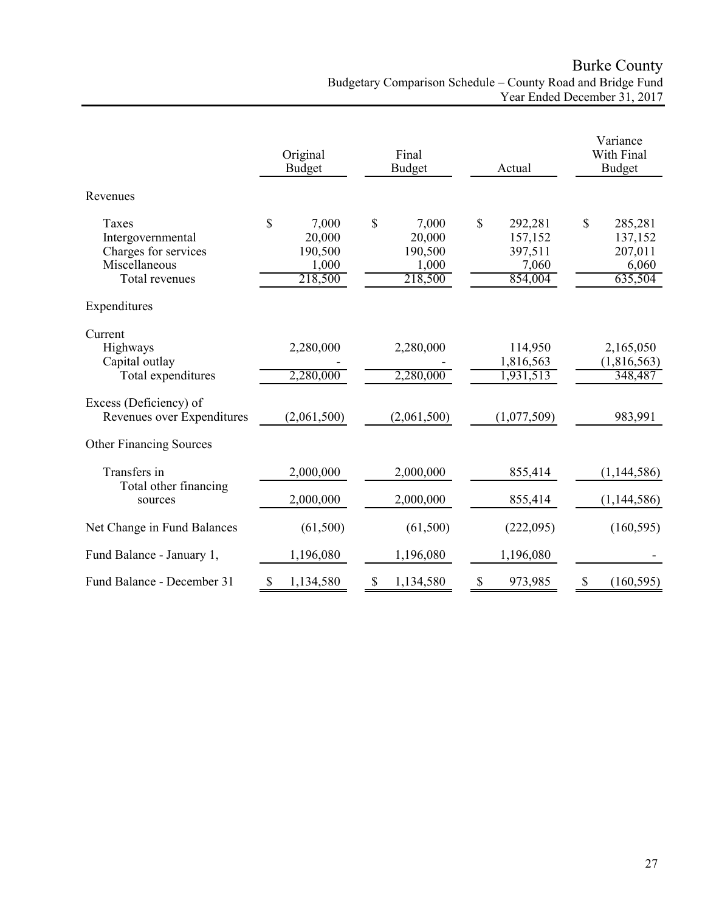# Burke County

Budgetary Comparison Schedule – County Road and Bridge Fund
Year Ended December 31, 2017

| | Original Budget | Final Budget | Actual | Variance With Final Budget |
|---|---|---|---|---|
| **Revenues** | | | | |
| Taxes | $ 7,000 | $ 7,000 | $ 292,281 | $ 285,281 |
| Intergovernmental | 20,000 | 20,000 | 157,152 | 137,152 |
| Charges for services | 190,500 | 190,500 | 397,511 | 207,011 |
| Miscellaneous | 1,000 | 1,000 | 7,060 | 6,060 |
| Total revenues | 218,500 | 218,500 | 854,004 | 635,504 |
| **Expenditures** | | | | |
| Current | | | | |
| Highways | 2,280,000 | 2,280,000 | 114,950 | 2,165,050 |
| Capital outlay | - | - | 1,816,563 | (1,816,563) |
| Total expenditures | 2,280,000 | 2,280,000 | 1,931,513 | 348,487 |
| Excess (Deficiency) of Revenues over Expenditures | (2,061,500) | (2,061,500) | (1,077,509) | 983,991 |
| **Other Financing Sources** | | | | |
| Transfers in | 2,000,000 | 2,000,000 | 855,414 | (1,144,586) |
| Total other financing sources | 2,000,000 | 2,000,000 | 855,414 | (1,144,586) |
| Net Change in Fund Balances | (61,500) | (61,500) | (222,095) | (160,595) |
| Fund Balance - January 1, | 1,196,080 | 1,196,080 | 1,196,080 | - |
| Fund Balance - December 31 | $ 1,134,580 | $ 1,134,580 | $ 973,985 | $ (160,595) |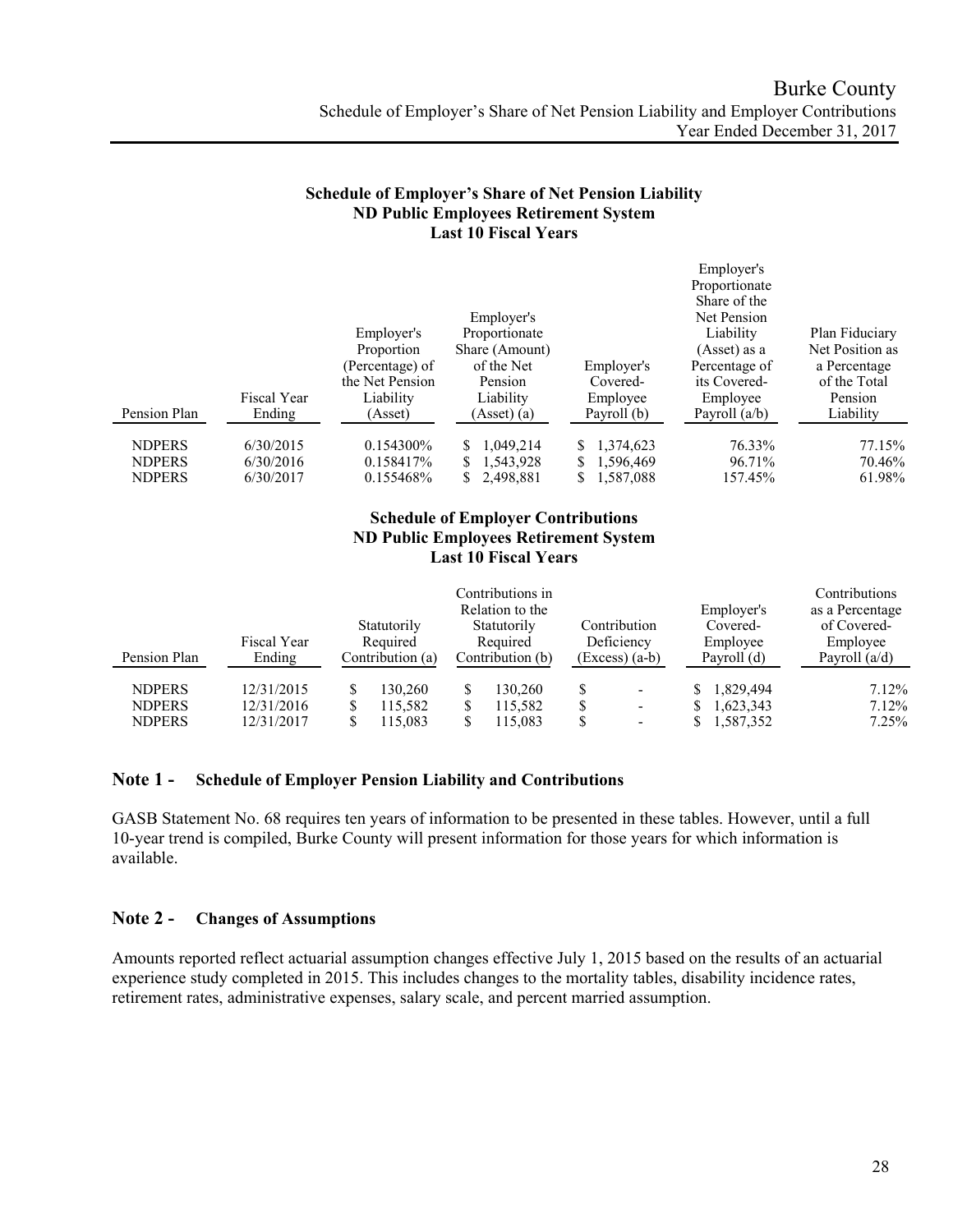Burke County
Schedule of Employer's Share of Net Pension Liability and Employer Contributions
Year Ended December 31, 2017

**Schedule of Employer's Share of Net Pension Liability**
**ND Public Employees Retirement System**
**Last 10 Fiscal Years**

| Pension Plan | Fiscal Year Ending | Employer's Proportion (Percentage) of the Net Pension Liability (Asset) | Employer's Proportionate Share (Amount) of the Net Pension Liability (Asset) (a) | Employer's Covered-Employee Payroll (b) | Employer's Proportionate Share of the Net Pension Liability (Asset) as a Percentage of its Covered-Employee Payroll (a/b) | Plan Fiduciary Net Position as a Percentage of the Total Pension Liability |
|---|---|---|---|---|---|---|
| NDPERS | 6/30/2015 | 0.154300% | $ 1,049,214 | $ 1,374,623 | 76.33% | 77.15% |
| NDPERS | 6/30/2016 | 0.158417% | $ 1,543,928 | $ 1,596,469 | 96.71% | 70.46% |
| NDPERS | 6/30/2017 | 0.155468% | $ 2,498,881 | $ 1,587,088 | 157.45% | 61.98% |

**Schedule of Employer Contributions**
**ND Public Employees Retirement System**
**Last 10 Fiscal Years**

| Pension Plan | Fiscal Year Ending | Statutorily Required Contribution (a) | Contributions in Relation to the Statutorily Required Contribution (b) | Contribution Deficiency (Excess) (a-b) | Employer's Covered-Employee Payroll (d) | Contributions as a Percentage of Covered-Employee Payroll (a/d) |
|---|---|---|---|---|---|---|
| NDPERS | 12/31/2015 | $ 130,260 | $ 130,260 | $ - | $ 1,829,494 | 7.12% |
| NDPERS | 12/31/2016 | $ 115,582 | $ 115,582 | $ - | $ 1,623,343 | 7.12% |
| NDPERS | 12/31/2017 | $ 115,083 | $ 115,083 | $ - | $ 1,587,352 | 7.25% |

## Note 1 - Schedule of Employer Pension Liability and Contributions

GASB Statement No. 68 requires ten years of information to be presented in these tables. However, until a full 10-year trend is compiled, Burke County will present information for those years for which information is available.

## Note 2 - Changes of Assumptions

Amounts reported reflect actuarial assumption changes effective July 1, 2015 based on the results of an actuarial experience study completed in 2015. This includes changes to the mortality tables, disability incidence rates, retirement rates, administrative expenses, salary scale, and percent married assumption.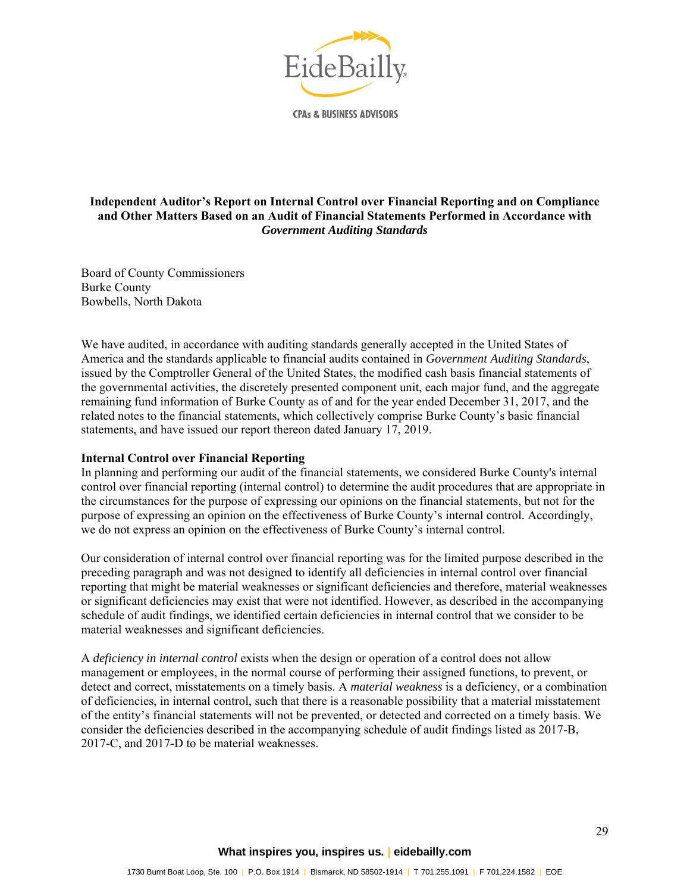EideBailly

CPAs & BUSINESS ADVISORS

## Independent Auditor's Report on Internal Control over Financial Reporting and on Compliance and Other Matters Based on an Audit of Financial Statements Performed in Accordance with *Government Auditing Standards*

Board of County Commissioners
Burke County
Bowbells, North Dakota

We have audited, in accordance with auditing standards generally accepted in the United States of America and the standards applicable to financial audits contained in *Government Auditing Standards*, issued by the Comptroller General of the United States, the modified cash basis financial statements of the governmental activities, the discretely presented component unit, each major fund, and the aggregate remaining fund information of Burke County as of and for the year ended December 31, 2017, and the related notes to the financial statements, which collectively comprise Burke County's basic financial statements, and have issued our report thereon dated January 17, 2019.

**Internal Control over Financial Reporting**

In planning and performing our audit of the financial statements, we considered Burke County's internal control over financial reporting (internal control) to determine the audit procedures that are appropriate in the circumstances for the purpose of expressing our opinions on the financial statements, but not for the purpose of expressing an opinion on the effectiveness of Burke County's internal control. Accordingly, we do not express an opinion on the effectiveness of Burke County's internal control.

Our consideration of internal control over financial reporting was for the limited purpose described in the preceding paragraph and was not designed to identify all deficiencies in internal control over financial reporting that might be material weaknesses or significant deficiencies and therefore, material weaknesses or significant deficiencies may exist that were not identified. However, as described in the accompanying schedule of audit findings, we identified certain deficiencies in internal control that we consider to be material weaknesses and significant deficiencies.

A *deficiency in internal control* exists when the design or operation of a control does not allow management or employees, in the normal course of performing their assigned functions, to prevent, or detect and correct, misstatements on a timely basis. A *material weakness* is a deficiency, or a combination of deficiencies, in internal control, such that there is a reasonable possibility that a material misstatement of the entity's financial statements will not be prevented, or detected and corrected on a timely basis. We consider the deficiencies described in the accompanying schedule of audit findings listed as 2017-B, 2017-C, and 2017-D to be material weaknesses.

What inspires you, inspires us. | eidebailly.com

1730 Burnt Boat Loop, Ste. 100 | P.O. Box 1914 | Bismarck, ND 58502-1914 | T 701.255.1091 | F 701.224.1582 | EOE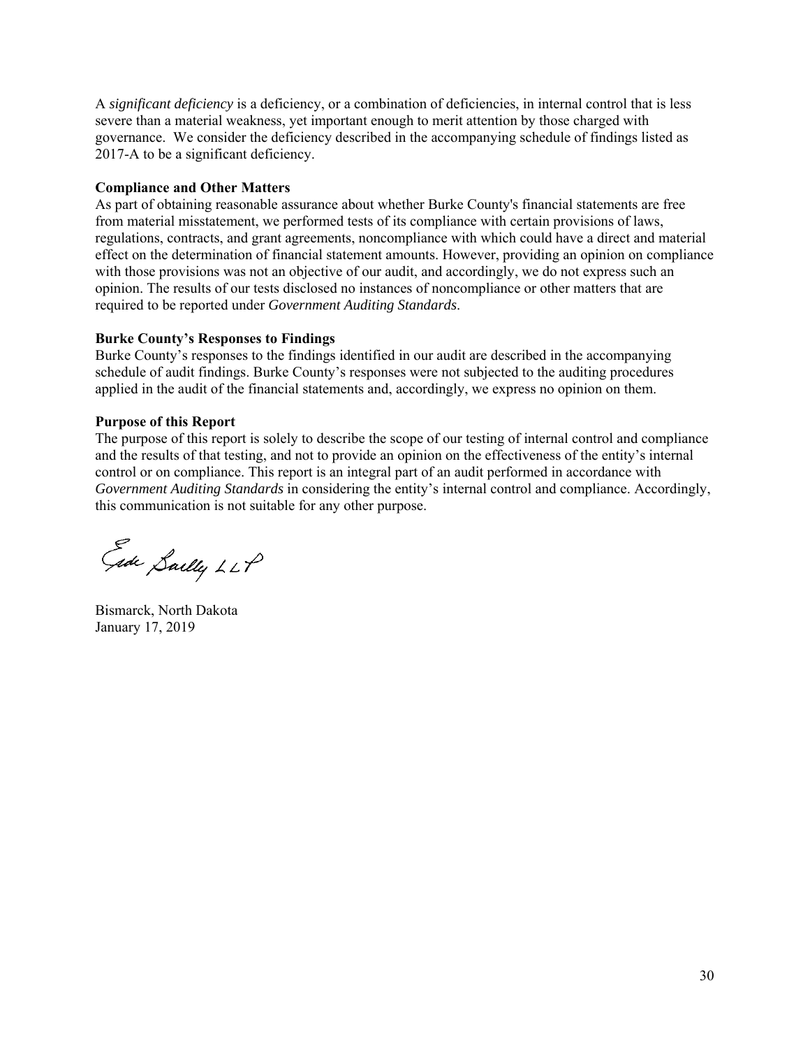A *significant deficiency* is a deficiency, or a combination of deficiencies, in internal control that is less severe than a material weakness, yet important enough to merit attention by those charged with governance. We consider the deficiency described in the accompanying schedule of findings listed as 2017-A to be a significant deficiency.

**Compliance and Other Matters**

As part of obtaining reasonable assurance about whether Burke County's financial statements are free from material misstatement, we performed tests of its compliance with certain provisions of laws, regulations, contracts, and grant agreements, noncompliance with which could have a direct and material effect on the determination of financial statement amounts. However, providing an opinion on compliance with those provisions was not an objective of our audit, and accordingly, we do not express such an opinion. The results of our tests disclosed no instances of noncompliance or other matters that are required to be reported under *Government Auditing Standards*.

**Burke County's Responses to Findings**

Burke County's responses to the findings identified in our audit are described in the accompanying schedule of audit findings. Burke County's responses were not subjected to the auditing procedures applied in the audit of the financial statements and, accordingly, we express no opinion on them.

**Purpose of this Report**

The purpose of this report is solely to describe the scope of our testing of internal control and compliance and the results of that testing, and not to provide an opinion on the effectiveness of the entity's internal control or on compliance. This report is an integral part of an audit performed in accordance with *Government Auditing Standards* in considering the entity's internal control and compliance. Accordingly, this communication is not suitable for any other purpose.

Eide Bailly LLP

Bismarck, North Dakota
January 17, 2019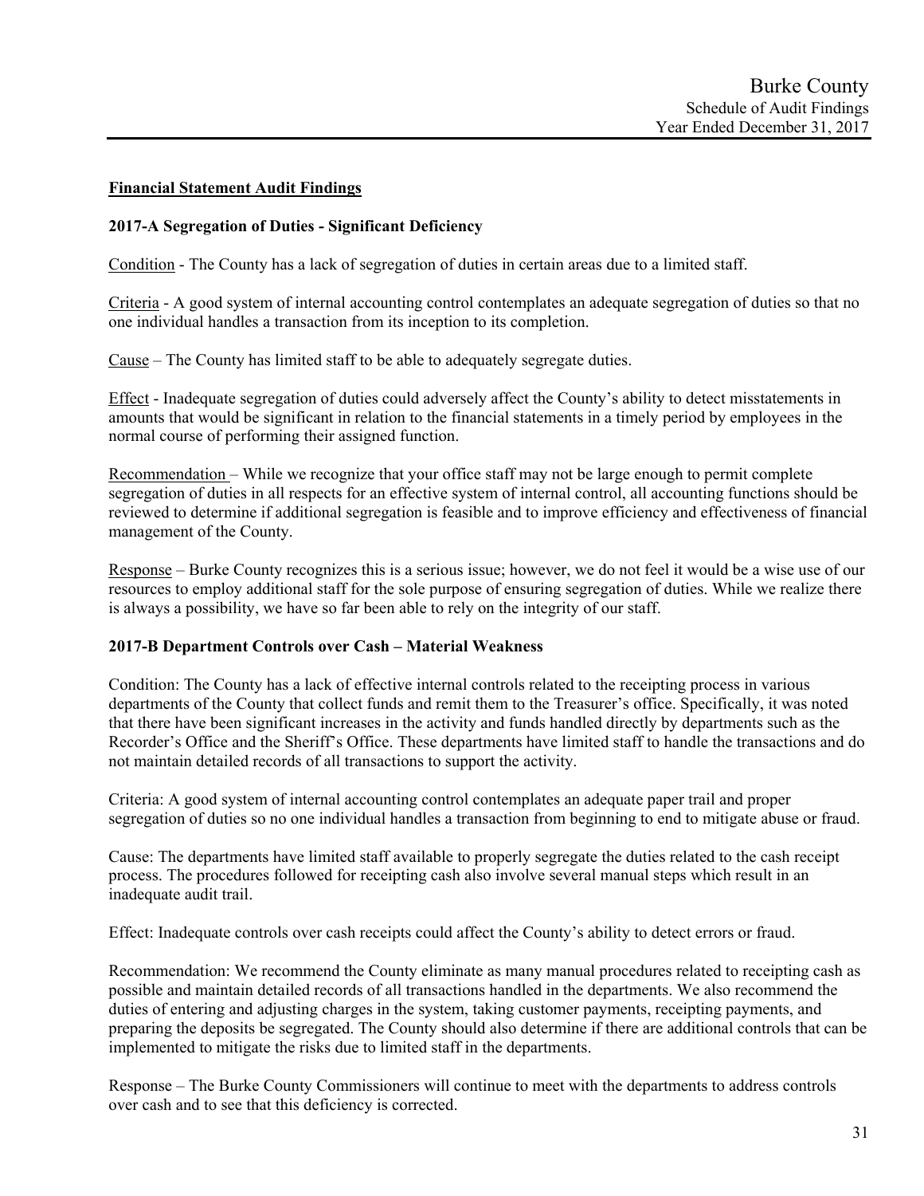**Financial Statement Audit Findings**

**2017-A Segregation of Duties - Significant Deficiency**

Condition - The County has a lack of segregation of duties in certain areas due to a limited staff.

Criteria - A good system of internal accounting control contemplates an adequate segregation of duties so that no one individual handles a transaction from its inception to its completion.

Cause – The County has limited staff to be able to adequately segregate duties.

Effect - Inadequate segregation of duties could adversely affect the County's ability to detect misstatements in amounts that would be significant in relation to the financial statements in a timely period by employees in the normal course of performing their assigned function.

Recommendation – While we recognize that your office staff may not be large enough to permit complete segregation of duties in all respects for an effective system of internal control, all accounting functions should be reviewed to determine if additional segregation is feasible and to improve efficiency and effectiveness of financial management of the County.

Response – Burke County recognizes this is a serious issue; however, we do not feel it would be a wise use of our resources to employ additional staff for the sole purpose of ensuring segregation of duties. While we realize there is always a possibility, we have so far been able to rely on the integrity of our staff.

**2017-B Department Controls over Cash – Material Weakness**

Condition: The County has a lack of effective internal controls related to the receipting process in various departments of the County that collect funds and remit them to the Treasurer's office. Specifically, it was noted that there have been significant increases in the activity and funds handled directly by departments such as the Recorder's Office and the Sheriff's Office. These departments have limited staff to handle the transactions and do not maintain detailed records of all transactions to support the activity.

Criteria: A good system of internal accounting control contemplates an adequate paper trail and proper segregation of duties so no one individual handles a transaction from beginning to end to mitigate abuse or fraud.

Cause: The departments have limited staff available to properly segregate the duties related to the cash receipt process. The procedures followed for receipting cash also involve several manual steps which result in an inadequate audit trail.

Effect: Inadequate controls over cash receipts could affect the County's ability to detect errors or fraud.

Recommendation: We recommend the County eliminate as many manual procedures related to receipting cash as possible and maintain detailed records of all transactions handled in the departments. We also recommend the duties of entering and adjusting charges in the system, taking customer payments, receipting payments, and preparing the deposits be segregated. The County should also determine if there are additional controls that can be implemented to mitigate the risks due to limited staff in the departments.

Response – The Burke County Commissioners will continue to meet with the departments to address controls over cash and to see that this deficiency is corrected.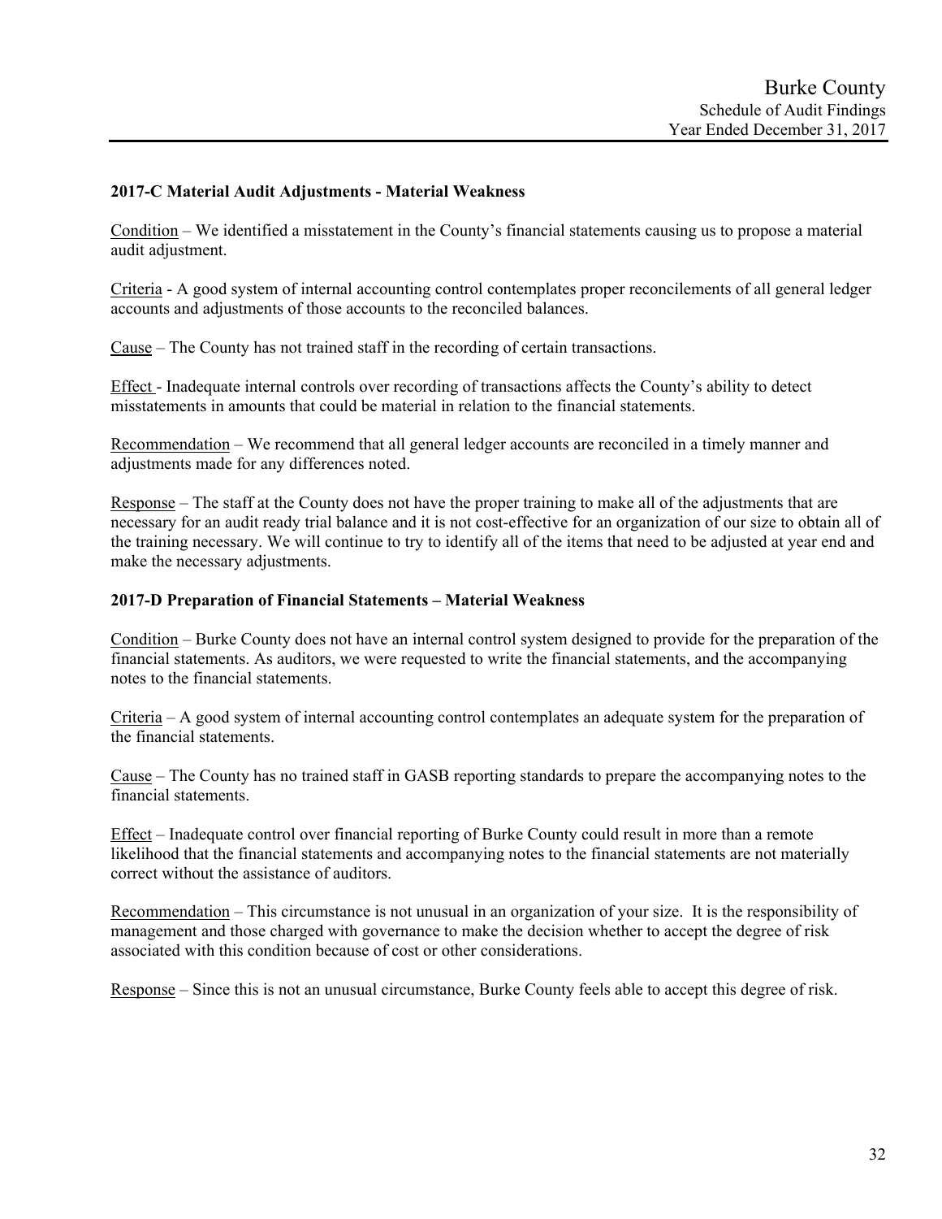## 2017-C Material Audit Adjustments - Material Weakness

Condition – We identified a misstatement in the County's financial statements causing us to propose a material audit adjustment.

Criteria - A good system of internal accounting control contemplates proper reconcilements of all general ledger accounts and adjustments of those accounts to the reconciled balances.

Cause – The County has not trained staff in the recording of certain transactions.

Effect - Inadequate internal controls over recording of transactions affects the County's ability to detect misstatements in amounts that could be material in relation to the financial statements.

Recommendation – We recommend that all general ledger accounts are reconciled in a timely manner and adjustments made for any differences noted.

Response – The staff at the County does not have the proper training to make all of the adjustments that are necessary for an audit ready trial balance and it is not cost-effective for an organization of our size to obtain all of the training necessary. We will continue to try to identify all of the items that need to be adjusted at year end and make the necessary adjustments.

## 2017-D Preparation of Financial Statements – Material Weakness

Condition – Burke County does not have an internal control system designed to provide for the preparation of the financial statements. As auditors, we were requested to write the financial statements, and the accompanying notes to the financial statements.

Criteria – A good system of internal accounting control contemplates an adequate system for the preparation of the financial statements.

Cause – The County has no trained staff in GASB reporting standards to prepare the accompanying notes to the financial statements.

Effect – Inadequate control over financial reporting of Burke County could result in more than a remote likelihood that the financial statements and accompanying notes to the financial statements are not materially correct without the assistance of auditors.

Recommendation – This circumstance is not unusual in an organization of your size. It is the responsibility of management and those charged with governance to make the decision whether to accept the degree of risk associated with this condition because of cost or other considerations.

Response – Since this is not an unusual circumstance, Burke County feels able to accept this degree of risk.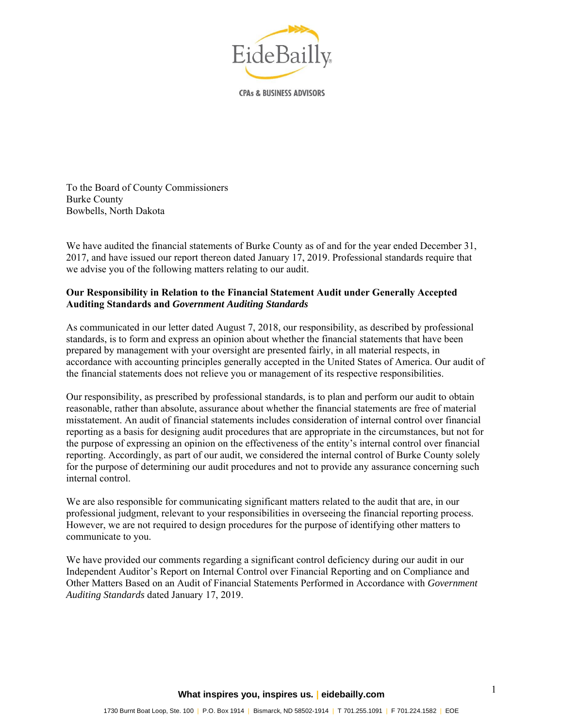To the Board of County Commissioners
Burke County
Bowbells, North Dakota

We have audited the financial statements of Burke County as of and for the year ended December 31, 2017, and have issued our report thereon dated January 17, 2019. Professional standards require that we advise you of the following matters relating to our audit.

**Our Responsibility in Relation to the Financial Statement Audit under Generally Accepted Auditing Standards and *Government Auditing Standards***

As communicated in our letter dated August 7, 2018, our responsibility, as described by professional standards, is to form and express an opinion about whether the financial statements that have been prepared by management with your oversight are presented fairly, in all material respects, in accordance with accounting principles generally accepted in the United States of America. Our audit of the financial statements does not relieve you or management of its respective responsibilities.

Our responsibility, as prescribed by professional standards, is to plan and perform our audit to obtain reasonable, rather than absolute, assurance about whether the financial statements are free of material misstatement. An audit of financial statements includes consideration of internal control over financial reporting as a basis for designing audit procedures that are appropriate in the circumstances, but not for the purpose of expressing an opinion on the effectiveness of the entity's internal control over financial reporting. Accordingly, as part of our audit, we considered the internal control of Burke County solely for the purpose of determining our audit procedures and not to provide any assurance concerning such internal control.

We are also responsible for communicating significant matters related to the audit that are, in our professional judgment, relevant to your responsibilities in overseeing the financial reporting process. However, we are not required to design procedures for the purpose of identifying other matters to communicate to you.

We have provided our comments regarding a significant control deficiency during our audit in our Independent Auditor's Report on Internal Control over Financial Reporting and on Compliance and Other Matters Based on an Audit of Financial Statements Performed in Accordance with *Government Auditing Standards* dated January 17, 2019.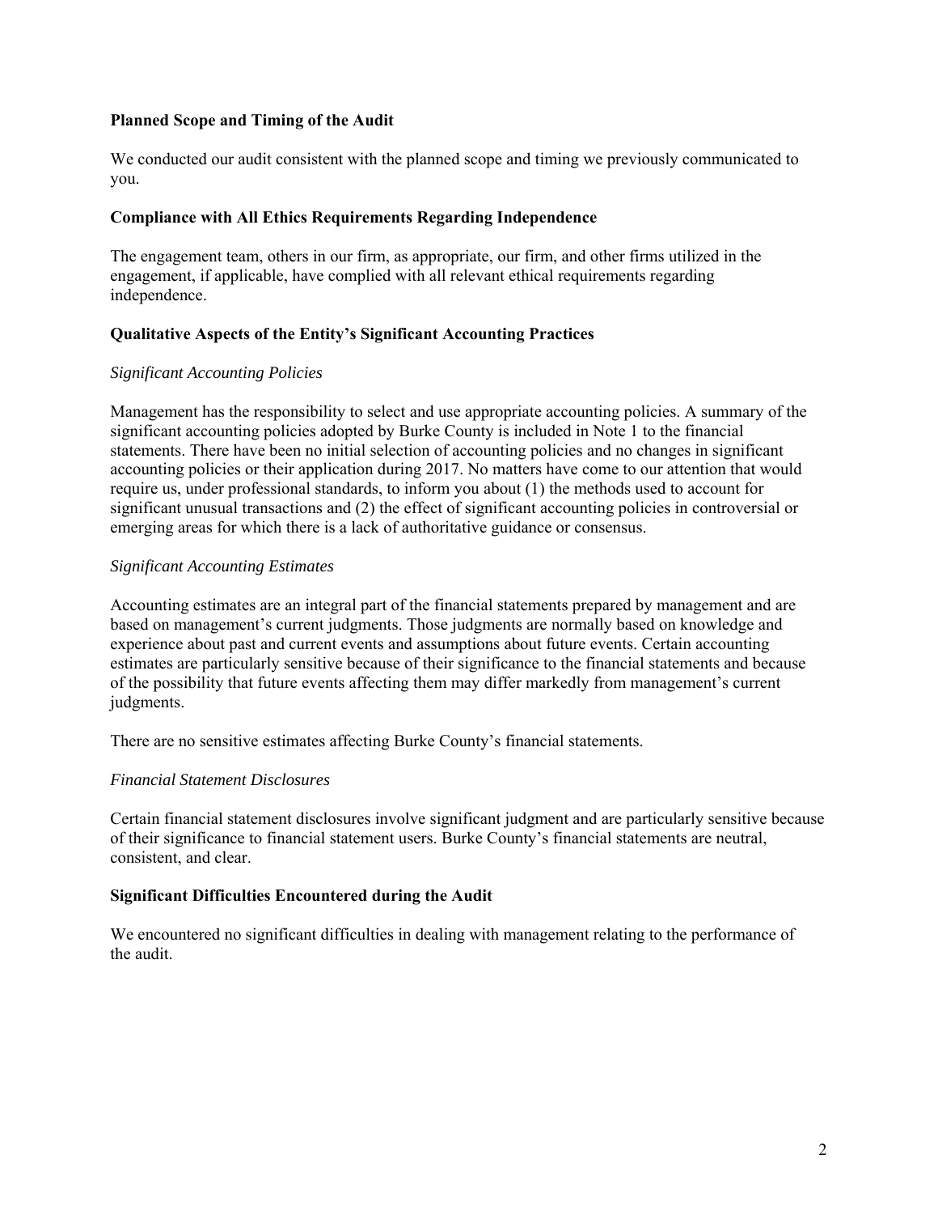**Planned Scope and Timing of the Audit**

We conducted our audit consistent with the planned scope and timing we previously communicated to you.

**Compliance with All Ethics Requirements Regarding Independence**

The engagement team, others in our firm, as appropriate, our firm, and other firms utilized in the engagement, if applicable, have complied with all relevant ethical requirements regarding independence.

**Qualitative Aspects of the Entity's Significant Accounting Practices**

*Significant Accounting Policies*

Management has the responsibility to select and use appropriate accounting policies. A summary of the significant accounting policies adopted by Burke County is included in Note 1 to the financial statements. There have been no initial selection of accounting policies and no changes in significant accounting policies or their application during 2017. No matters have come to our attention that would require us, under professional standards, to inform you about (1) the methods used to account for significant unusual transactions and (2) the effect of significant accounting policies in controversial or emerging areas for which there is a lack of authoritative guidance or consensus.

*Significant Accounting Estimates*

Accounting estimates are an integral part of the financial statements prepared by management and are based on management's current judgments. Those judgments are normally based on knowledge and experience about past and current events and assumptions about future events. Certain accounting estimates are particularly sensitive because of their significance to the financial statements and because of the possibility that future events affecting them may differ markedly from management's current judgments.

There are no sensitive estimates affecting Burke County's financial statements.

*Financial Statement Disclosures*

Certain financial statement disclosures involve significant judgment and are particularly sensitive because of their significance to financial statement users. Burke County's financial statements are neutral, consistent, and clear.

**Significant Difficulties Encountered during the Audit**

We encountered no significant difficulties in dealing with management relating to the performance of the audit.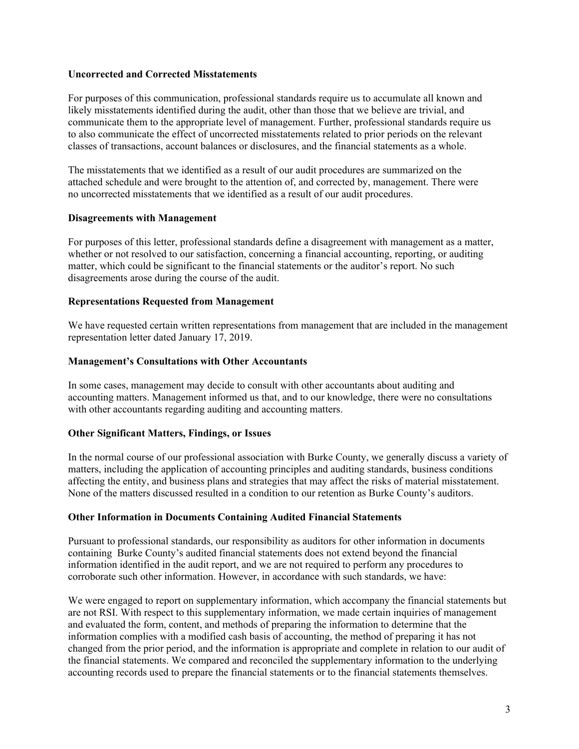**Uncorrected and Corrected Misstatements**

For purposes of this communication, professional standards require us to accumulate all known and likely misstatements identified during the audit, other than those that we believe are trivial, and communicate them to the appropriate level of management. Further, professional standards require us to also communicate the effect of uncorrected misstatements related to prior periods on the relevant classes of transactions, account balances or disclosures, and the financial statements as a whole.

The misstatements that we identified as a result of our audit procedures are summarized on the attached schedule and were brought to the attention of, and corrected by, management. There were no uncorrected misstatements that we identified as a result of our audit procedures.

**Disagreements with Management**

For purposes of this letter, professional standards define a disagreement with management as a matter, whether or not resolved to our satisfaction, concerning a financial accounting, reporting, or auditing matter, which could be significant to the financial statements or the auditor's report. No such disagreements arose during the course of the audit.

**Representations Requested from Management**

We have requested certain written representations from management that are included in the management representation letter dated January 17, 2019.

**Management's Consultations with Other Accountants**

In some cases, management may decide to consult with other accountants about auditing and accounting matters. Management informed us that, and to our knowledge, there were no consultations with other accountants regarding auditing and accounting matters.

**Other Significant Matters, Findings, or Issues**

In the normal course of our professional association with Burke County, we generally discuss a variety of matters, including the application of accounting principles and auditing standards, business conditions affecting the entity, and business plans and strategies that may affect the risks of material misstatement. None of the matters discussed resulted in a condition to our retention as Burke County's auditors.

**Other Information in Documents Containing Audited Financial Statements**

Pursuant to professional standards, our responsibility as auditors for other information in documents containing Burke County's audited financial statements does not extend beyond the financial information identified in the audit report, and we are not required to perform any procedures to corroborate such other information. However, in accordance with such standards, we have:

We were engaged to report on supplementary information, which accompany the financial statements but are not RSI. With respect to this supplementary information, we made certain inquiries of management and evaluated the form, content, and methods of preparing the information to determine that the information complies with a modified cash basis of accounting, the method of preparing it has not changed from the prior period, and the information is appropriate and complete in relation to our audit of the financial statements. We compared and reconciled the supplementary information to the underlying accounting records used to prepare the financial statements or to the financial statements themselves.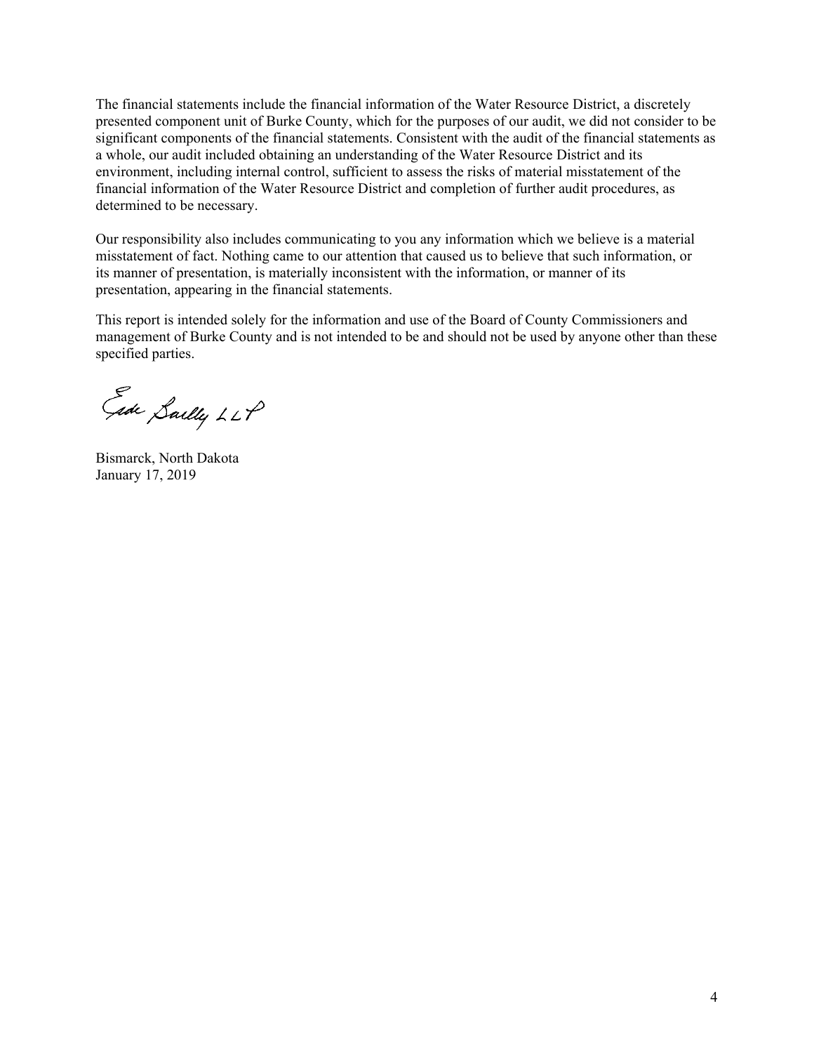The financial statements include the financial information of the Water Resource District, a discretely presented component unit of Burke County, which for the purposes of our audit, we did not consider to be significant components of the financial statements. Consistent with the audit of the financial statements as a whole, our audit included obtaining an understanding of the Water Resource District and its environment, including internal control, sufficient to assess the risks of material misstatement of the financial information of the Water Resource District and completion of further audit procedures, as determined to be necessary.

Our responsibility also includes communicating to you any information which we believe is a material misstatement of fact. Nothing came to our attention that caused us to believe that such information, or its manner of presentation, is materially inconsistent with the information, or manner of its presentation, appearing in the financial statements.

This report is intended solely for the information and use of the Board of County Commissioners and management of Burke County and is not intended to be and should not be used by anyone other than these specified parties.

Eide Bailly LLP

Bismarck, North Dakota
January 17, 2019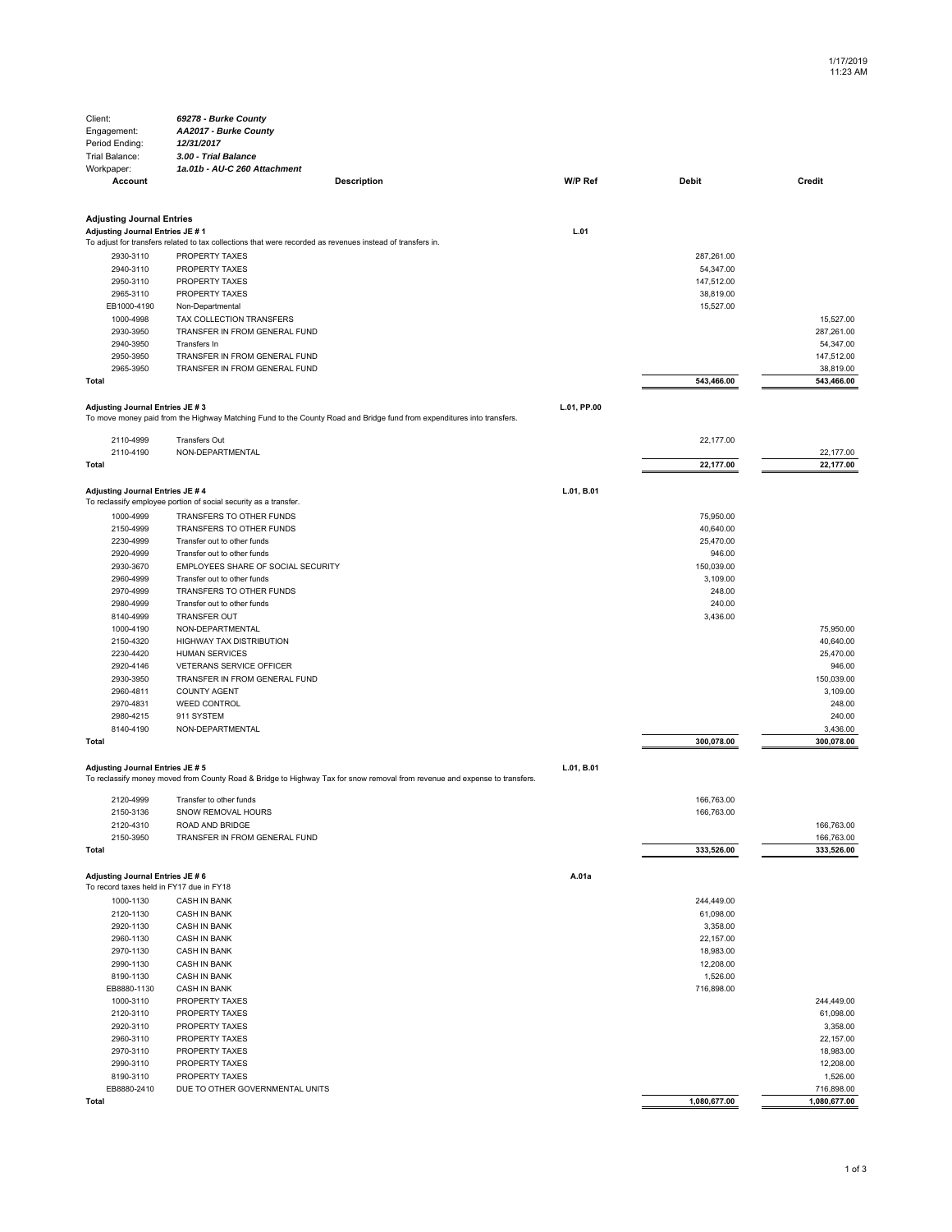1/17/2019
11:23 AM

| | |
|---|---|
| Client: | ***69278 - Burke County*** |
| Engagement: | ***AA2017 - Burke County*** |
| Period Ending: | ***12/31/2017*** |
| Trial Balance: | ***3.00 - Trial Balance*** |
| Workpaper: | ***1a.01b - AU-C 260 Attachment*** |

| Account | Description | W/P Ref | Debit | Credit |
|---|---|---|---|---|
| **Adjusting Journal Entries** | | | | |
| **Adjusting Journal Entries JE # 1** | | L.01 | | |
| To adjust for transfers related to tax collections that were recorded as revenues instead of transfers in. | | | | |
| 2930-3110 | PROPERTY TAXES | | 287,261.00 | |
| 2940-3110 | PROPERTY TAXES | | 54,347.00 | |
| 2950-3110 | PROPERTY TAXES | | 147,512.00 | |
| 2965-3110 | PROPERTY TAXES | | 38,819.00 | |
| EB1000-4190 | Non-Departmental | | 15,527.00 | |
| 1000-4998 | TAX COLLECTION TRANSFERS | | | 15,527.00 |
| 2930-3950 | TRANSFER IN FROM GENERAL FUND | | | 287,261.00 |
| 2940-3950 | Transfers In | | | 54,347.00 |
| 2950-3950 | TRANSFER IN FROM GENERAL FUND | | | 147,512.00 |
| 2965-3950 | TRANSFER IN FROM GENERAL FUND | | | 38,819.00 |
| **Total** | | | **543,466.00** | **543,466.00** |
| **Adjusting Journal Entries JE # 3** | | L.01, PP.00 | | |
| To move money paid from the Highway Matching Fund to the County Road and Bridge fund from expenditures into transfers. | | | | |
| 2110-4999 | Transfers Out | | 22,177.00 | |
| 2110-4190 | NON-DEPARTMENTAL | | | 22,177.00 |
| **Total** | | | **22,177.00** | **22,177.00** |
| **Adjusting Journal Entries JE # 4** | | L.01, B.01 | | |
| To reclassify employee portion of social security as a transfer. | | | | |
| 1000-4999 | TRANSFERS TO OTHER FUNDS | | 75,950.00 | |
| 2150-4999 | TRANSFERS TO OTHER FUNDS | | 40,640.00 | |
| 2230-4999 | Transfer out to other funds | | 25,470.00 | |
| 2920-4999 | Transfer out to other funds | | 946.00 | |
| 2930-3670 | EMPLOYEES SHARE OF SOCIAL SECURITY | | 150,039.00 | |
| 2960-4999 | Transfer out to other funds | | 3,109.00 | |
| 2970-4999 | TRANSFERS TO OTHER FUNDS | | 248.00 | |
| 2980-4999 | Transfer out to other funds | | 240.00 | |
| 8140-4999 | TRANSFER OUT | | 3,436.00 | |
| 1000-4190 | NON-DEPARTMENTAL | | | 75,950.00 |
| 2150-4320 | HIGHWAY TAX DISTRIBUTION | | | 40,640.00 |
| 2230-4420 | HUMAN SERVICES | | | 25,470.00 |
| 2920-4146 | VETERANS SERVICE OFFICER | | | 946.00 |
| 2930-3950 | TRANSFER IN FROM GENERAL FUND | | | 150,039.00 |
| 2960-4811 | COUNTY AGENT | | | 3,109.00 |
| 2970-4831 | WEED CONTROL | | | 248.00 |
| 2980-4215 | 911 SYSTEM | | | 240.00 |
| 8140-4190 | NON-DEPARTMENTAL | | | 3,436.00 |
| **Total** | | | **300,078.00** | **300,078.00** |
| **Adjusting Journal Entries JE # 5** | | L.01, B.01 | | |
| To reclassify money moved from County Road & Bridge to Highway Tax for snow removal from revenue and expense to transfers. | | | | |
| 2120-4999 | Transfer to other funds | | 166,763.00 | |
| 2150-3136 | SNOW REMOVAL HOURS | | 166,763.00 | |
| 2120-4310 | ROAD AND BRIDGE | | | 166,763.00 |
| 2150-3950 | TRANSFER IN FROM GENERAL FUND | | | 166,763.00 |
| **Total** | | | **333,526.00** | **333,526.00** |
| **Adjusting Journal Entries JE # 6** | | A.01a | | |
| To record taxes held in FY17 due in FY18 | | | | |
| 1000-1130 | CASH IN BANK | | 244,449.00 | |
| 2120-1130 | CASH IN BANK | | 61,098.00 | |
| 2920-1130 | CASH IN BANK | | 3,358.00 | |
| 2960-1130 | CASH IN BANK | | 22,157.00 | |
| 2970-1130 | CASH IN BANK | | 18,983.00 | |
| 2990-1130 | CASH IN BANK | | 12,208.00 | |
| 8190-1130 | CASH IN BANK | | 1,526.00 | |
| EB8880-1130 | CASH IN BANK | | 716,898.00 | |
| 1000-3110 | PROPERTY TAXES | | | 244,449.00 |
| 2120-3110 | PROPERTY TAXES | | | 61,098.00 |
| 2920-3110 | PROPERTY TAXES | | | 3,358.00 |
| 2960-3110 | PROPERTY TAXES | | | 22,157.00 |
| 2970-3110 | PROPERTY TAXES | | | 18,983.00 |
| 2990-3110 | PROPERTY TAXES | | | 12,208.00 |
| 8190-3110 | PROPERTY TAXES | | | 1,526.00 |
| EB8880-2410 | DUE TO OTHER GOVERNMENTAL UNITS | | | 716,898.00 |
| **Total** | | | **1,080,677.00** | **1,080,677.00** |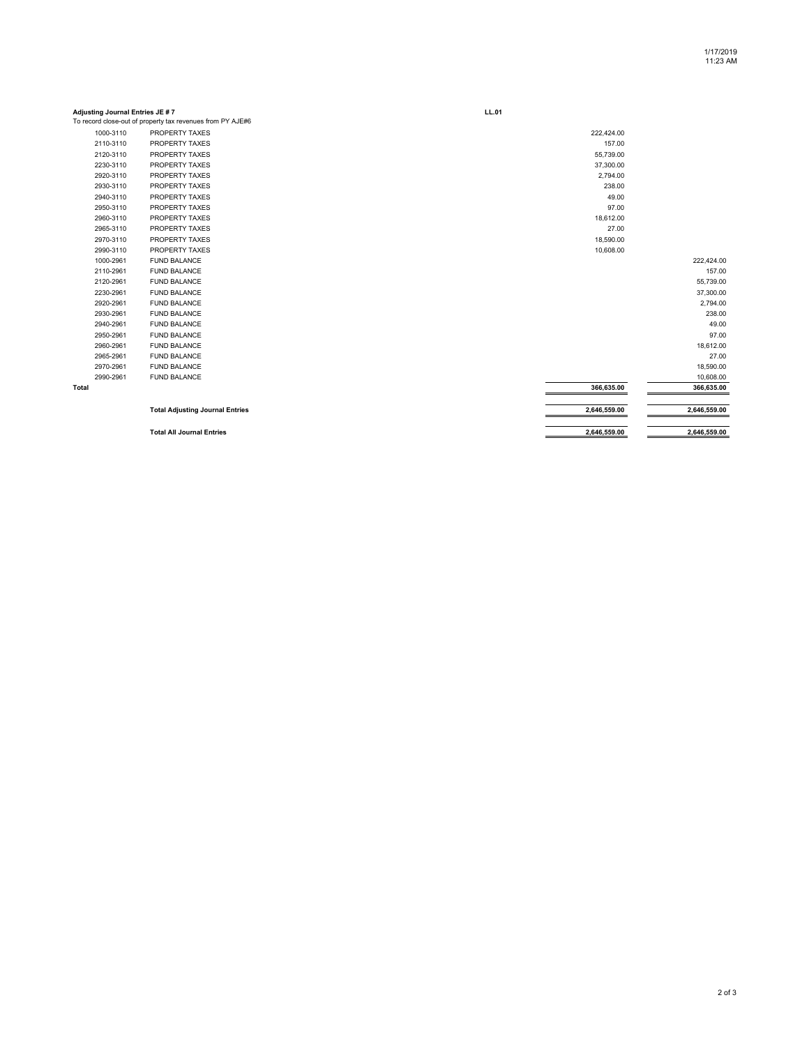**Adjusting Journal Entries JE # 7** **LL.01**

To record close-out of property tax revenues from PY AJE#6

| Account | Description | Debit | Credit |
|---|---|---|---|
| 1000-3110 | PROPERTY TAXES | 222,424.00 | |
| 2110-3110 | PROPERTY TAXES | 157.00 | |
| 2120-3110 | PROPERTY TAXES | 55,739.00 | |
| 2230-3110 | PROPERTY TAXES | 37,300.00 | |
| 2920-3110 | PROPERTY TAXES | 2,794.00 | |
| 2930-3110 | PROPERTY TAXES | 238.00 | |
| 2940-3110 | PROPERTY TAXES | 49.00 | |
| 2950-3110 | PROPERTY TAXES | 97.00 | |
| 2960-3110 | PROPERTY TAXES | 18,612.00 | |
| 2965-3110 | PROPERTY TAXES | 27.00 | |
| 2970-3110 | PROPERTY TAXES | 18,590.00 | |
| 2990-3110 | PROPERTY TAXES | 10,608.00 | |
| 1000-2961 | FUND BALANCE | | 222,424.00 |
| 2110-2961 | FUND BALANCE | | 157.00 |
| 2120-2961 | FUND BALANCE | | 55,739.00 |
| 2230-2961 | FUND BALANCE | | 37,300.00 |
| 2920-2961 | FUND BALANCE | | 2,794.00 |
| 2930-2961 | FUND BALANCE | | 238.00 |
| 2940-2961 | FUND BALANCE | | 49.00 |
| 2950-2961 | FUND BALANCE | | 97.00 |
| 2960-2961 | FUND BALANCE | | 18,612.00 |
| 2965-2961 | FUND BALANCE | | 27.00 |
| 2970-2961 | FUND BALANCE | | 18,590.00 |
| 2990-2961 | FUND BALANCE | | 10,608.00 |
| **Total** | | **366,635.00** | **366,635.00** |
| | **Total Adjusting Journal Entries** | **2,646,559.00** | **2,646,559.00** |
| | **Total All Journal Entries** | **2,646,559.00** | **2,646,559.00** |